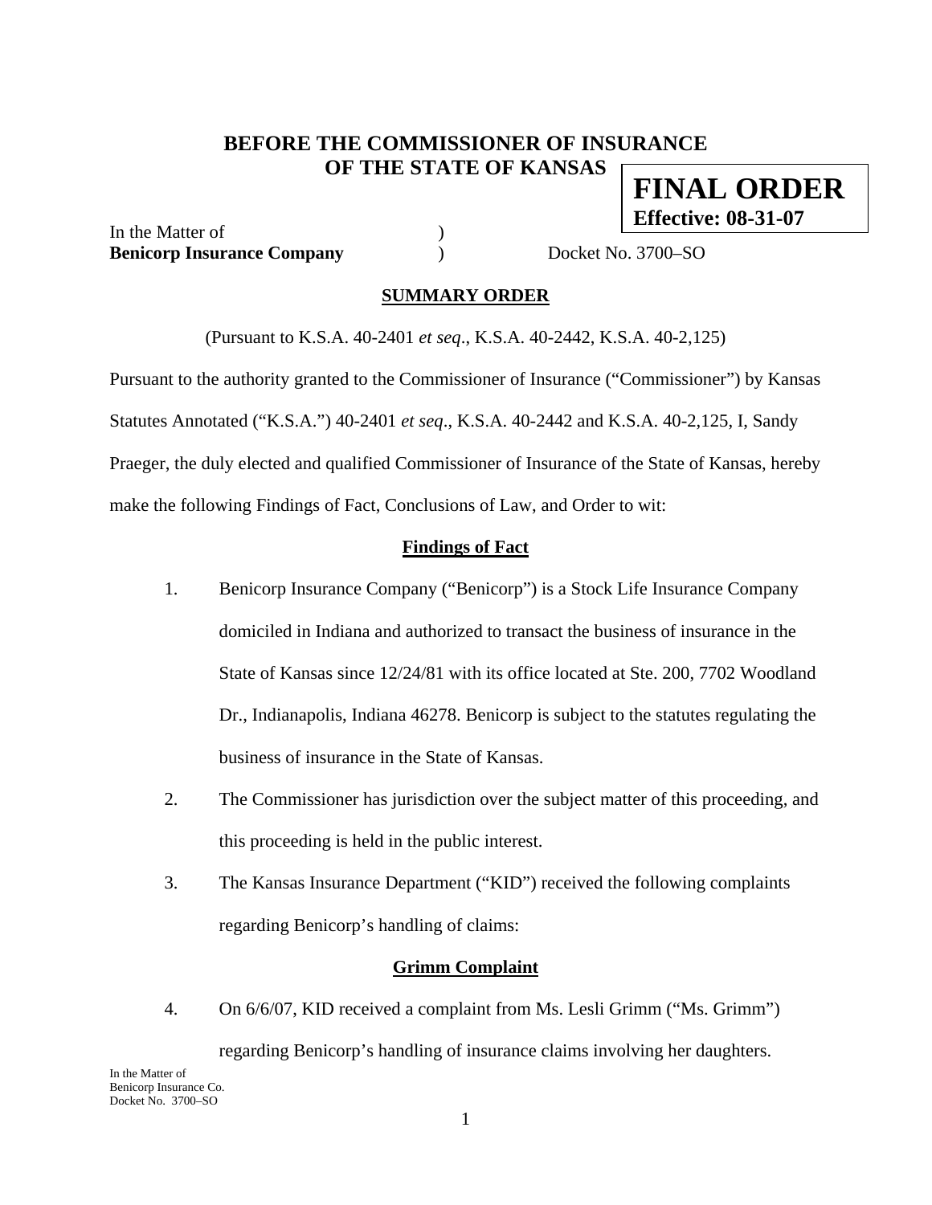**BEFORE THE COMMISSIONER OF INSURANCE**
**OF THE STATE OF KANSAS**

**FINAL ORDER**
**Effective: 08-31-07**

In the Matter of )
**Benicorp Insurance Company** ) Docket No. 3700–SO

## SUMMARY ORDER

(Pursuant to K.S.A. 40-2401 *et seq*., K.S.A. 40-2442, K.S.A. 40-2,125)

Pursuant to the authority granted to the Commissioner of Insurance ("Commissioner") by Kansas Statutes Annotated ("K.S.A.") 40-2401 *et seq*., K.S.A. 40-2442 and K.S.A. 40-2,125, I, Sandy Praeger, the duly elected and qualified Commissioner of Insurance of the State of Kansas, hereby make the following Findings of Fact, Conclusions of Law, and Order to wit:

### Findings of Fact

1. Benicorp Insurance Company ("Benicorp") is a Stock Life Insurance Company domiciled in Indiana and authorized to transact the business of insurance in the State of Kansas since 12/24/81 with its office located at Ste. 200, 7702 Woodland Dr., Indianapolis, Indiana 46278. Benicorp is subject to the statutes regulating the business of insurance in the State of Kansas.

2. The Commissioner has jurisdiction over the subject matter of this proceeding, and this proceeding is held in the public interest.

3. The Kansas Insurance Department ("KID") received the following complaints regarding Benicorp's handling of claims:

### Grimm Complaint

4. On 6/6/07, KID received a complaint from Ms. Lesli Grimm ("Ms. Grimm") regarding Benicorp's handling of insurance claims involving her daughters.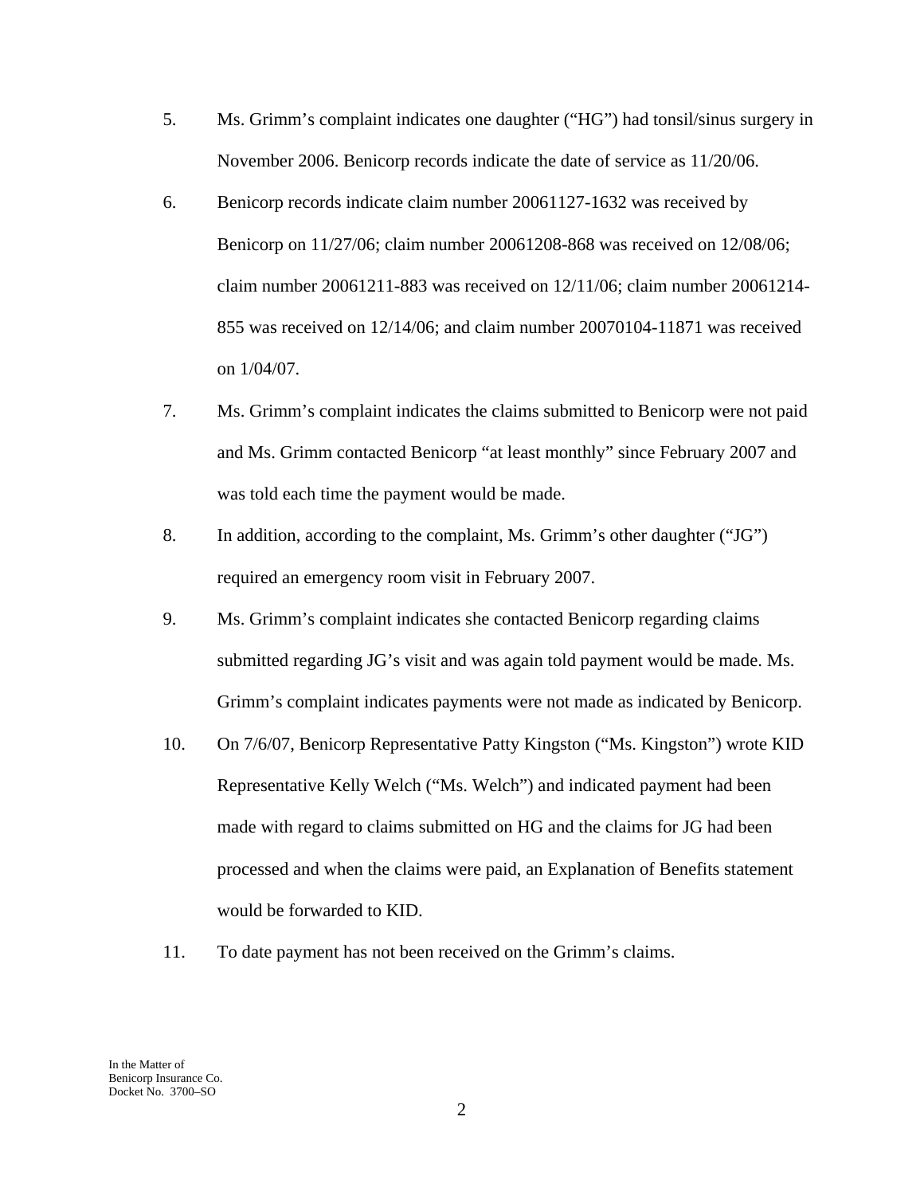5. Ms. Grimm's complaint indicates one daughter ("HG") had tonsil/sinus surgery in November 2006. Benicorp records indicate the date of service as 11/20/06.

6. Benicorp records indicate claim number 20061127-1632 was received by Benicorp on 11/27/06; claim number 20061208-868 was received on 12/08/06; claim number 20061211-883 was received on 12/11/06; claim number 20061214-855 was received on 12/14/06; and claim number 20070104-11871 was received on 1/04/07.

7. Ms. Grimm's complaint indicates the claims submitted to Benicorp were not paid and Ms. Grimm contacted Benicorp "at least monthly" since February 2007 and was told each time the payment would be made.

8. In addition, according to the complaint, Ms. Grimm's other daughter ("JG") required an emergency room visit in February 2007.

9. Ms. Grimm's complaint indicates she contacted Benicorp regarding claims submitted regarding JG's visit and was again told payment would be made. Ms. Grimm's complaint indicates payments were not made as indicated by Benicorp.

10. On 7/6/07, Benicorp Representative Patty Kingston ("Ms. Kingston") wrote KID Representative Kelly Welch ("Ms. Welch") and indicated payment had been made with regard to claims submitted on HG and the claims for JG had been processed and when the claims were paid, an Explanation of Benefits statement would be forwarded to KID.

11. To date payment has not been received on the Grimm's claims.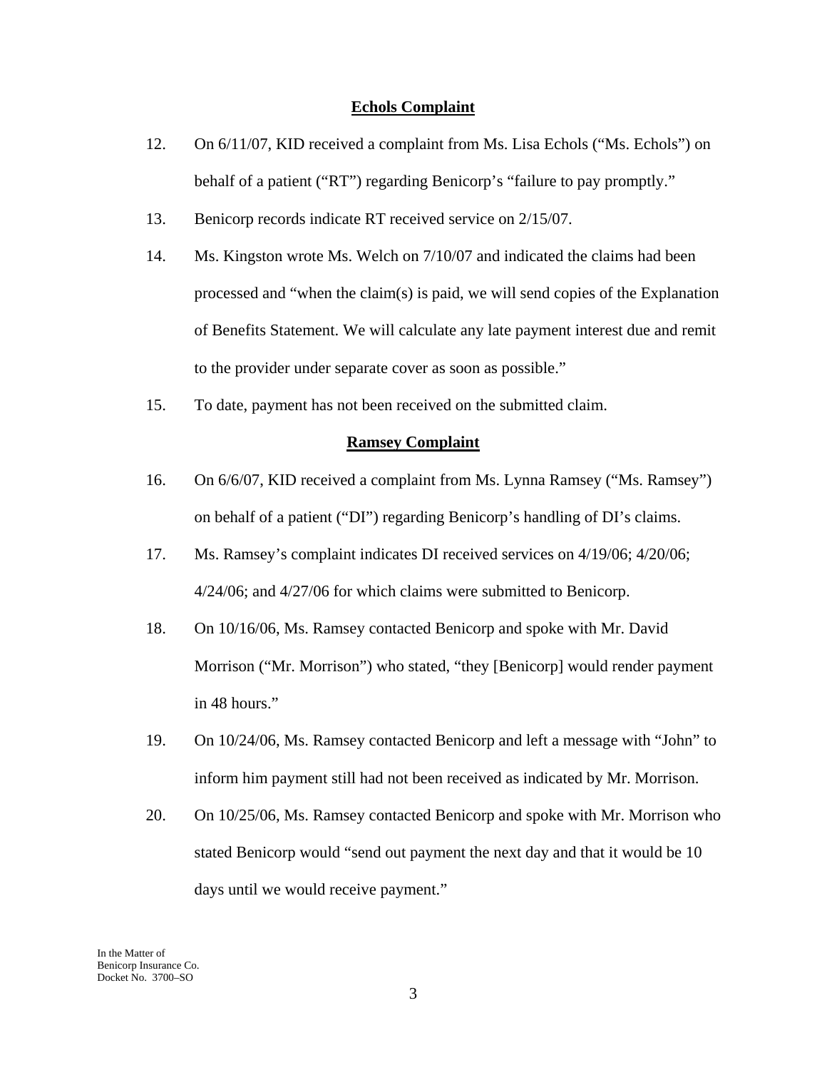**Echols Complaint**

12. On 6/11/07, KID received a complaint from Ms. Lisa Echols ("Ms. Echols") on behalf of a patient ("RT") regarding Benicorp's "failure to pay promptly."

13. Benicorp records indicate RT received service on 2/15/07.

14. Ms. Kingston wrote Ms. Welch on 7/10/07 and indicated the claims had been processed and "when the claim(s) is paid, we will send copies of the Explanation of Benefits Statement. We will calculate any late payment interest due and remit to the provider under separate cover as soon as possible."

15. To date, payment has not been received on the submitted claim.

**Ramsey Complaint**

16. On 6/6/07, KID received a complaint from Ms. Lynna Ramsey ("Ms. Ramsey") on behalf of a patient ("DI") regarding Benicorp's handling of DI's claims.

17. Ms. Ramsey's complaint indicates DI received services on 4/19/06; 4/20/06; 4/24/06; and 4/27/06 for which claims were submitted to Benicorp.

18. On 10/16/06, Ms. Ramsey contacted Benicorp and spoke with Mr. David Morrison ("Mr. Morrison") who stated, "they [Benicorp] would render payment in 48 hours."

19. On 10/24/06, Ms. Ramsey contacted Benicorp and left a message with "John" to inform him payment still had not been received as indicated by Mr. Morrison.

20. On 10/25/06, Ms. Ramsey contacted Benicorp and spoke with Mr. Morrison who stated Benicorp would "send out payment the next day and that it would be 10 days until we would receive payment."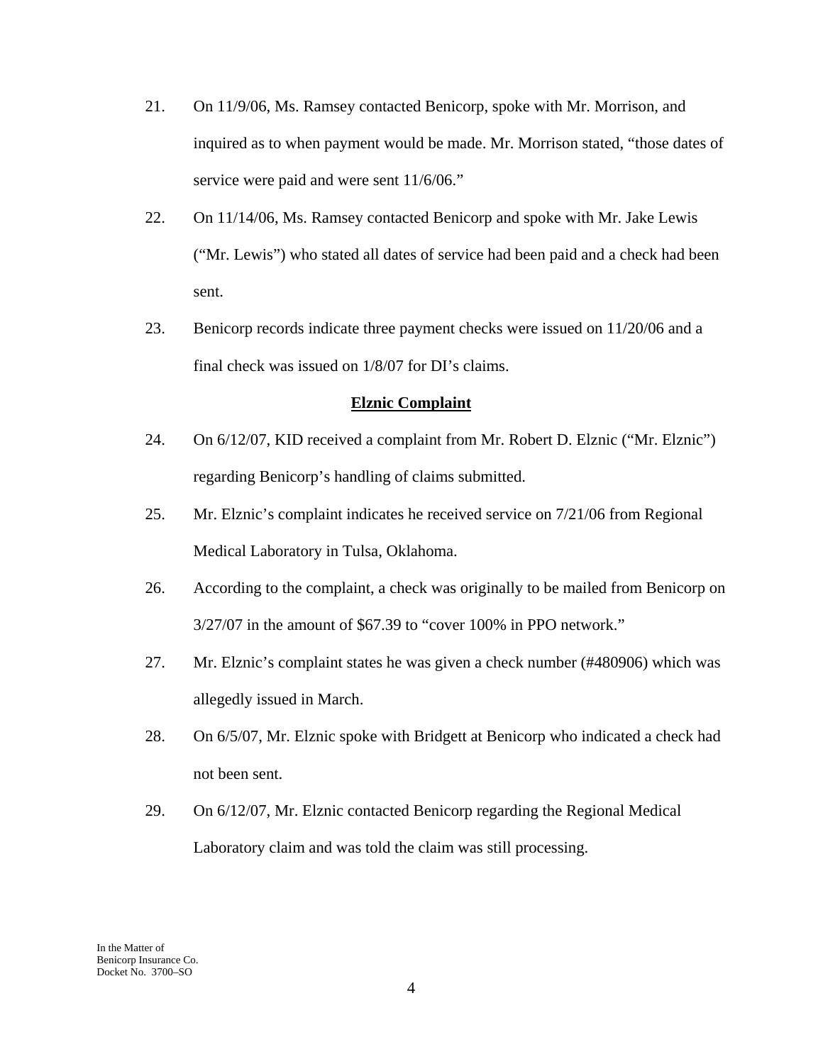21. On 11/9/06, Ms. Ramsey contacted Benicorp, spoke with Mr. Morrison, and inquired as to when payment would be made. Mr. Morrison stated, "those dates of service were paid and were sent 11/6/06."

22. On 11/14/06, Ms. Ramsey contacted Benicorp and spoke with Mr. Jake Lewis ("Mr. Lewis") who stated all dates of service had been paid and a check had been sent.

23. Benicorp records indicate three payment checks were issued on 11/20/06 and a final check was issued on 1/8/07 for DI's claims.

**<u>Elznic Complaint</u>**

24. On 6/12/07, KID received a complaint from Mr. Robert D. Elznic ("Mr. Elznic") regarding Benicorp's handling of claims submitted.

25. Mr. Elznic's complaint indicates he received service on 7/21/06 from Regional Medical Laboratory in Tulsa, Oklahoma.

26. According to the complaint, a check was originally to be mailed from Benicorp on 3/27/07 in the amount of $67.39 to "cover 100% in PPO network."

27. Mr. Elznic's complaint states he was given a check number (#480906) which was allegedly issued in March.

28. On 6/5/07, Mr. Elznic spoke with Bridgett at Benicorp who indicated a check had not been sent.

29. On 6/12/07, Mr. Elznic contacted Benicorp regarding the Regional Medical Laboratory claim and was told the claim was still processing.

In the Matter of
Benicorp Insurance Co.
Docket No. 3700–SO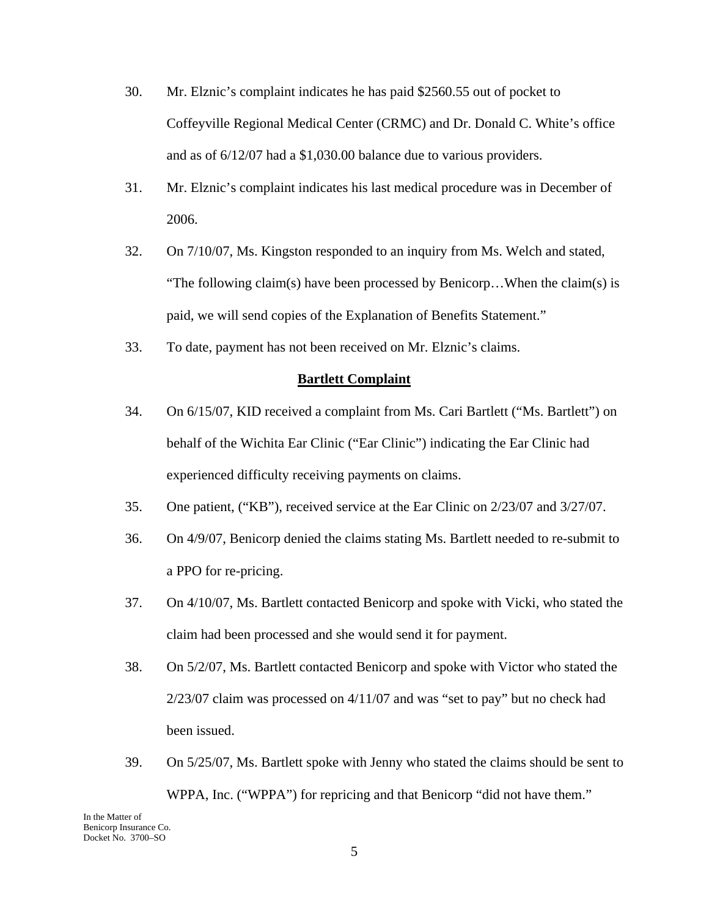30. Mr. Elznic's complaint indicates he has paid $2560.55 out of pocket to Coffeyville Regional Medical Center (CRMC) and Dr. Donald C. White's office and as of 6/12/07 had a $1,030.00 balance due to various providers.

31. Mr. Elznic's complaint indicates his last medical procedure was in December of 2006.

32. On 7/10/07, Ms. Kingston responded to an inquiry from Ms. Welch and stated, "The following claim(s) have been processed by Benicorp…When the claim(s) is paid, we will send copies of the Explanation of Benefits Statement."

33. To date, payment has not been received on Mr. Elznic's claims.

**Bartlett Complaint**

34. On 6/15/07, KID received a complaint from Ms. Cari Bartlett ("Ms. Bartlett") on behalf of the Wichita Ear Clinic ("Ear Clinic") indicating the Ear Clinic had experienced difficulty receiving payments on claims.

35. One patient, ("KB"), received service at the Ear Clinic on 2/23/07 and 3/27/07.

36. On 4/9/07, Benicorp denied the claims stating Ms. Bartlett needed to re-submit to a PPO for re-pricing.

37. On 4/10/07, Ms. Bartlett contacted Benicorp and spoke with Vicki, who stated the claim had been processed and she would send it for payment.

38. On 5/2/07, Ms. Bartlett contacted Benicorp and spoke with Victor who stated the 2/23/07 claim was processed on 4/11/07 and was "set to pay" but no check had been issued.

39. On 5/25/07, Ms. Bartlett spoke with Jenny who stated the claims should be sent to WPPA, Inc. ("WPPA") for repricing and that Benicorp "did not have them."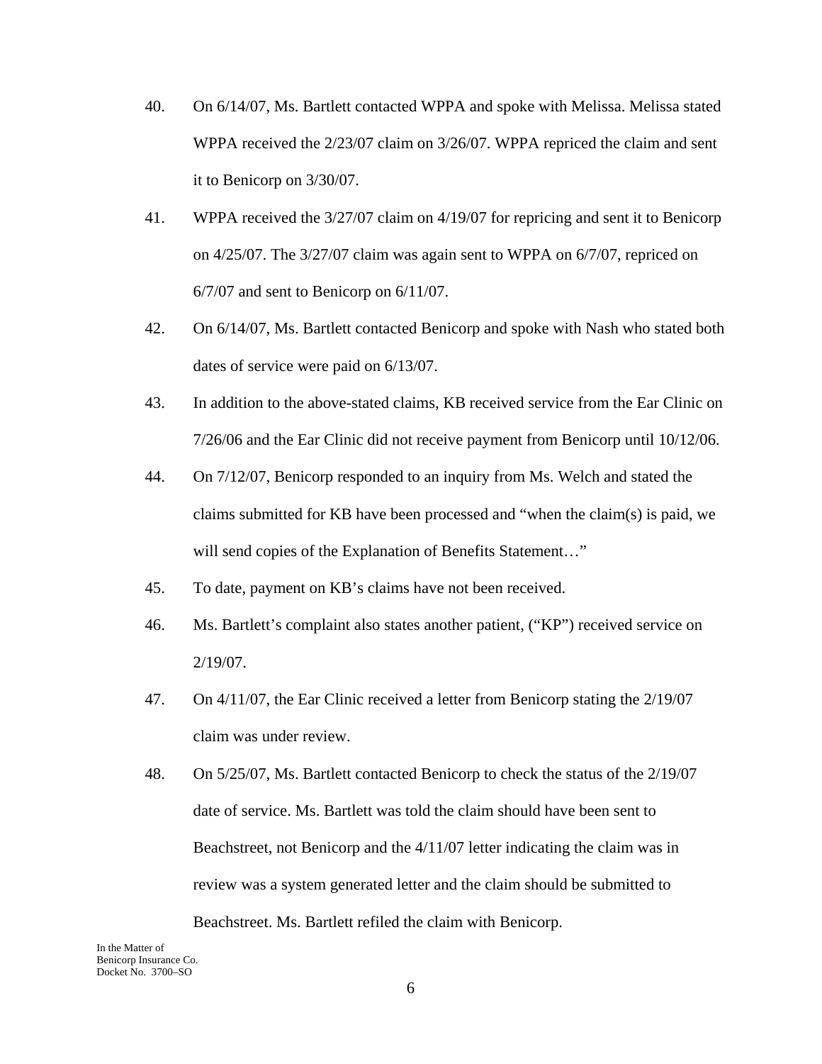40. On 6/14/07, Ms. Bartlett contacted WPPA and spoke with Melissa. Melissa stated WPPA received the 2/23/07 claim on 3/26/07. WPPA repriced the claim and sent it to Benicorp on 3/30/07.

41. WPPA received the 3/27/07 claim on 4/19/07 for repricing and sent it to Benicorp on 4/25/07. The 3/27/07 claim was again sent to WPPA on 6/7/07, repriced on 6/7/07 and sent to Benicorp on 6/11/07.

42. On 6/14/07, Ms. Bartlett contacted Benicorp and spoke with Nash who stated both dates of service were paid on 6/13/07.

43. In addition to the above-stated claims, KB received service from the Ear Clinic on 7/26/06 and the Ear Clinic did not receive payment from Benicorp until 10/12/06.

44. On 7/12/07, Benicorp responded to an inquiry from Ms. Welch and stated the claims submitted for KB have been processed and "when the claim(s) is paid, we will send copies of the Explanation of Benefits Statement…"

45. To date, payment on KB's claims have not been received.

46. Ms. Bartlett's complaint also states another patient, ("KP") received service on 2/19/07.

47. On 4/11/07, the Ear Clinic received a letter from Benicorp stating the 2/19/07 claim was under review.

48. On 5/25/07, Ms. Bartlett contacted Benicorp to check the status of the 2/19/07 date of service. Ms. Bartlett was told the claim should have been sent to Beachstreet, not Benicorp and the 4/11/07 letter indicating the claim was in review was a system generated letter and the claim should be submitted to Beachstreet. Ms. Bartlett refiled the claim with Benicorp.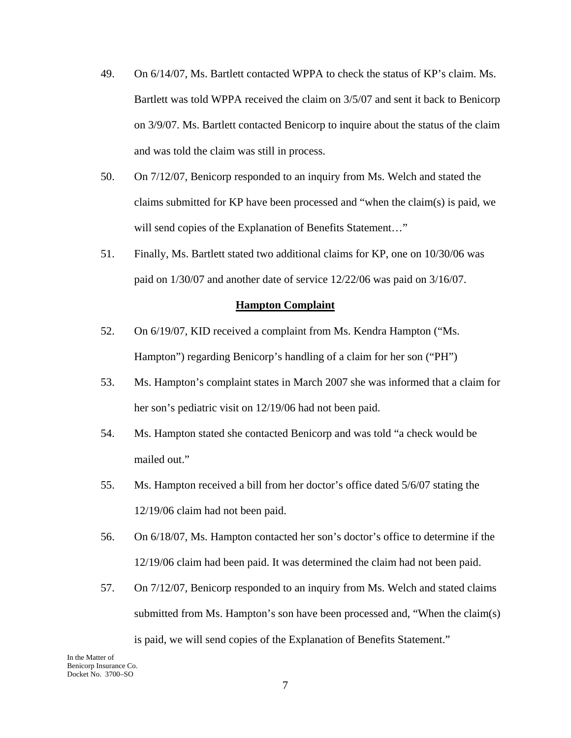49. On 6/14/07, Ms. Bartlett contacted WPPA to check the status of KP's claim. Ms. Bartlett was told WPPA received the claim on 3/5/07 and sent it back to Benicorp on 3/9/07. Ms. Bartlett contacted Benicorp to inquire about the status of the claim and was told the claim was still in process.

50. On 7/12/07, Benicorp responded to an inquiry from Ms. Welch and stated the claims submitted for KP have been processed and "when the claim(s) is paid, we will send copies of the Explanation of Benefits Statement…"

51. Finally, Ms. Bartlett stated two additional claims for KP, one on 10/30/06 was paid on 1/30/07 and another date of service 12/22/06 was paid on 3/16/07.

**Hampton Complaint**

52. On 6/19/07, KID received a complaint from Ms. Kendra Hampton ("Ms. Hampton") regarding Benicorp's handling of a claim for her son ("PH")

53. Ms. Hampton's complaint states in March 2007 she was informed that a claim for her son's pediatric visit on 12/19/06 had not been paid.

54. Ms. Hampton stated she contacted Benicorp and was told "a check would be mailed out."

55. Ms. Hampton received a bill from her doctor's office dated 5/6/07 stating the 12/19/06 claim had not been paid.

56. On 6/18/07, Ms. Hampton contacted her son's doctor's office to determine if the 12/19/06 claim had been paid. It was determined the claim had not been paid.

57. On 7/12/07, Benicorp responded to an inquiry from Ms. Welch and stated claims submitted from Ms. Hampton's son have been processed and, "When the claim(s) is paid, we will send copies of the Explanation of Benefits Statement."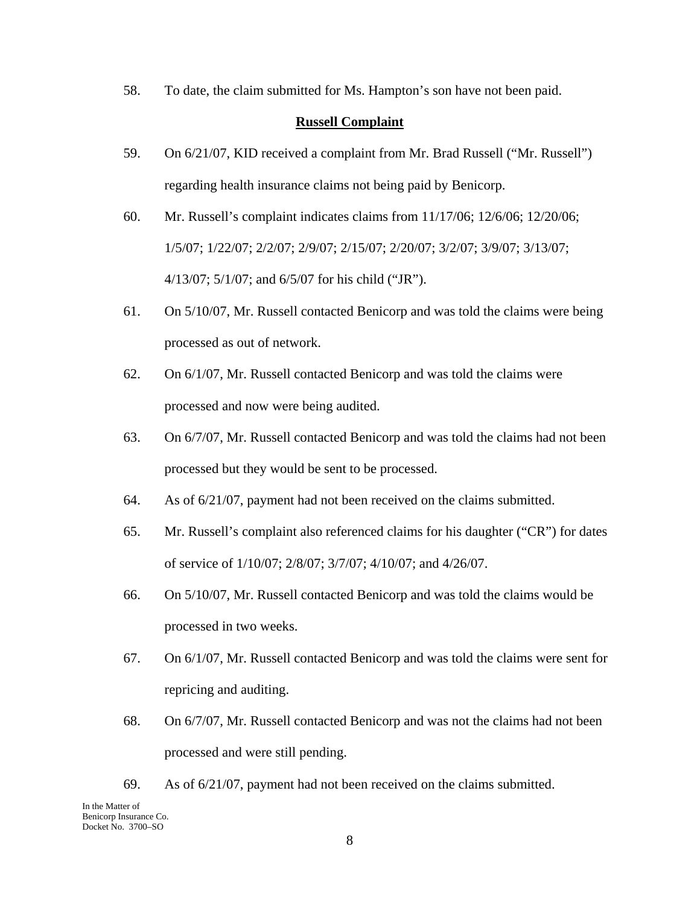58. To date, the claim submitted for Ms. Hampton's son have not been paid.

**Russell Complaint**

59. On 6/21/07, KID received a complaint from Mr. Brad Russell ("Mr. Russell") regarding health insurance claims not being paid by Benicorp.

60. Mr. Russell's complaint indicates claims from 11/17/06; 12/6/06; 12/20/06; 1/5/07; 1/22/07; 2/2/07; 2/9/07; 2/15/07; 2/20/07; 3/2/07; 3/9/07; 3/13/07; 4/13/07; 5/1/07; and 6/5/07 for his child ("JR").

61. On 5/10/07, Mr. Russell contacted Benicorp and was told the claims were being processed as out of network.

62. On 6/1/07, Mr. Russell contacted Benicorp and was told the claims were processed and now were being audited.

63. On 6/7/07, Mr. Russell contacted Benicorp and was told the claims had not been processed but they would be sent to be processed.

64. As of 6/21/07, payment had not been received on the claims submitted.

65. Mr. Russell's complaint also referenced claims for his daughter ("CR") for dates of service of 1/10/07; 2/8/07; 3/7/07; 4/10/07; and 4/26/07.

66. On 5/10/07, Mr. Russell contacted Benicorp and was told the claims would be processed in two weeks.

67. On 6/1/07, Mr. Russell contacted Benicorp and was told the claims were sent for repricing and auditing.

68. On 6/7/07, Mr. Russell contacted Benicorp and was not the claims had not been processed and were still pending.

69. As of 6/21/07, payment had not been received on the claims submitted.

In the Matter of
Benicorp Insurance Co.
Docket No. 3700–SO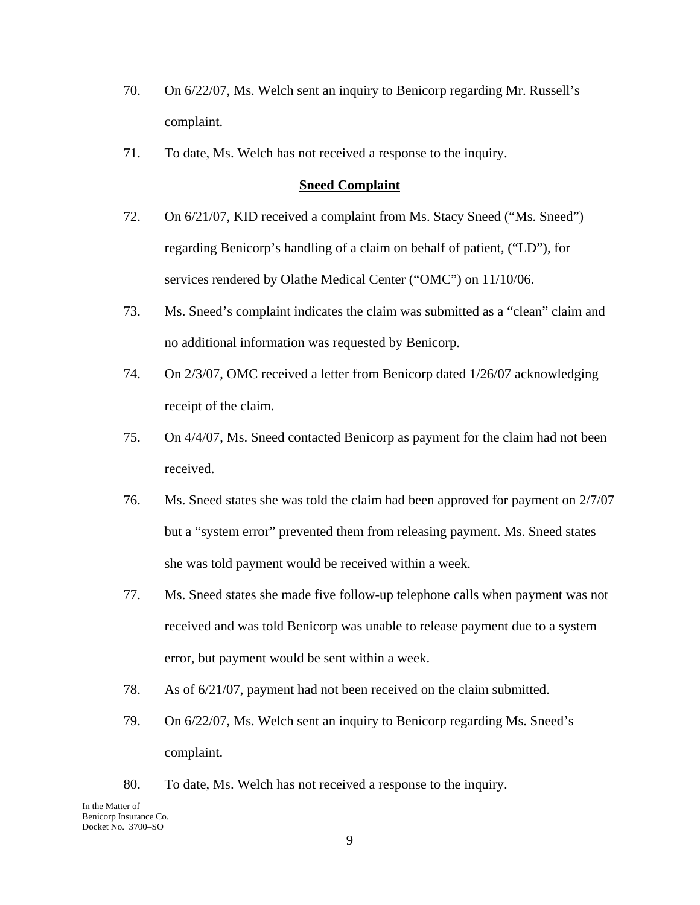70. On 6/22/07, Ms. Welch sent an inquiry to Benicorp regarding Mr. Russell's complaint.

71. To date, Ms. Welch has not received a response to the inquiry.

**<u>Sneed Complaint</u>**

72. On 6/21/07, KID received a complaint from Ms. Stacy Sneed ("Ms. Sneed") regarding Benicorp's handling of a claim on behalf of patient, ("LD"), for services rendered by Olathe Medical Center ("OMC") on 11/10/06.

73. Ms. Sneed's complaint indicates the claim was submitted as a "clean" claim and no additional information was requested by Benicorp.

74. On 2/3/07, OMC received a letter from Benicorp dated 1/26/07 acknowledging receipt of the claim.

75. On 4/4/07, Ms. Sneed contacted Benicorp as payment for the claim had not been received.

76. Ms. Sneed states she was told the claim had been approved for payment on 2/7/07 but a "system error" prevented them from releasing payment. Ms. Sneed states she was told payment would be received within a week.

77. Ms. Sneed states she made five follow-up telephone calls when payment was not received and was told Benicorp was unable to release payment due to a system error, but payment would be sent within a week.

78. As of 6/21/07, payment had not been received on the claim submitted.

79. On 6/22/07, Ms. Welch sent an inquiry to Benicorp regarding Ms. Sneed's complaint.

80. To date, Ms. Welch has not received a response to the inquiry.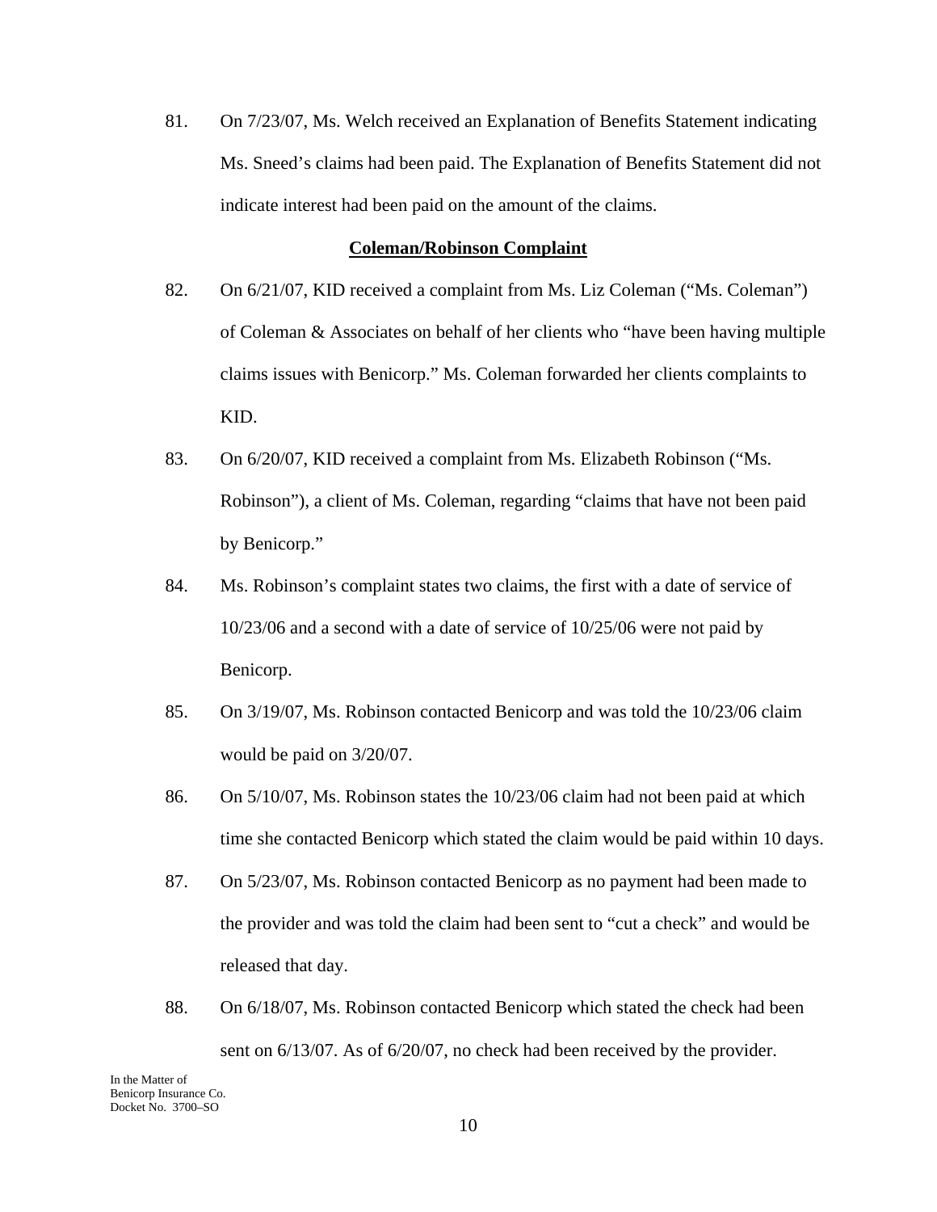81. On 7/23/07, Ms. Welch received an Explanation of Benefits Statement indicating Ms. Sneed's claims had been paid. The Explanation of Benefits Statement did not indicate interest had been paid on the amount of the claims.

**Coleman/Robinson Complaint**

82. On 6/21/07, KID received a complaint from Ms. Liz Coleman ("Ms. Coleman") of Coleman & Associates on behalf of her clients who "have been having multiple claims issues with Benicorp." Ms. Coleman forwarded her clients complaints to KID.

83. On 6/20/07, KID received a complaint from Ms. Elizabeth Robinson ("Ms. Robinson"), a client of Ms. Coleman, regarding "claims that have not been paid by Benicorp."

84. Ms. Robinson's complaint states two claims, the first with a date of service of 10/23/06 and a second with a date of service of 10/25/06 were not paid by Benicorp.

85. On 3/19/07, Ms. Robinson contacted Benicorp and was told the 10/23/06 claim would be paid on 3/20/07.

86. On 5/10/07, Ms. Robinson states the 10/23/06 claim had not been paid at which time she contacted Benicorp which stated the claim would be paid within 10 days.

87. On 5/23/07, Ms. Robinson contacted Benicorp as no payment had been made to the provider and was told the claim had been sent to "cut a check" and would be released that day.

88. On 6/18/07, Ms. Robinson contacted Benicorp which stated the check had been sent on 6/13/07. As of 6/20/07, no check had been received by the provider.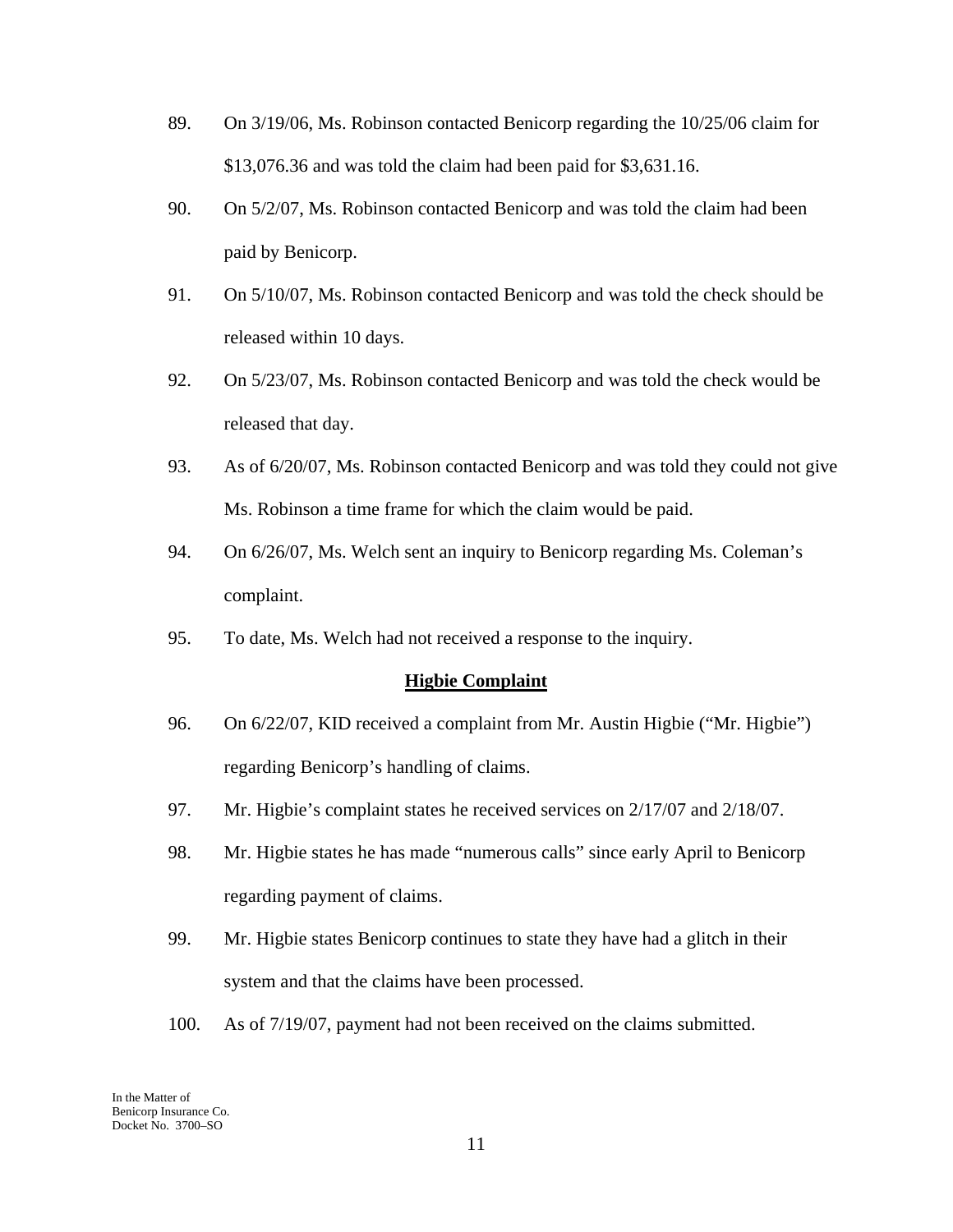89. On 3/19/06, Ms. Robinson contacted Benicorp regarding the 10/25/06 claim for $13,076.36 and was told the claim had been paid for $3,631.16.

90. On 5/2/07, Ms. Robinson contacted Benicorp and was told the claim had been paid by Benicorp.

91. On 5/10/07, Ms. Robinson contacted Benicorp and was told the check should be released within 10 days.

92. On 5/23/07, Ms. Robinson contacted Benicorp and was told the check would be released that day.

93. As of 6/20/07, Ms. Robinson contacted Benicorp and was told they could not give Ms. Robinson a time frame for which the claim would be paid.

94. On 6/26/07, Ms. Welch sent an inquiry to Benicorp regarding Ms. Coleman's complaint.

95. To date, Ms. Welch had not received a response to the inquiry.

**Higbie Complaint**

96. On 6/22/07, KID received a complaint from Mr. Austin Higbie ("Mr. Higbie") regarding Benicorp's handling of claims.

97. Mr. Higbie's complaint states he received services on 2/17/07 and 2/18/07.

98. Mr. Higbie states he has made "numerous calls" since early April to Benicorp regarding payment of claims.

99. Mr. Higbie states Benicorp continues to state they have had a glitch in their system and that the claims have been processed.

100. As of 7/19/07, payment had not been received on the claims submitted.

In the Matter of
Benicorp Insurance Co.
Docket No. 3700–SO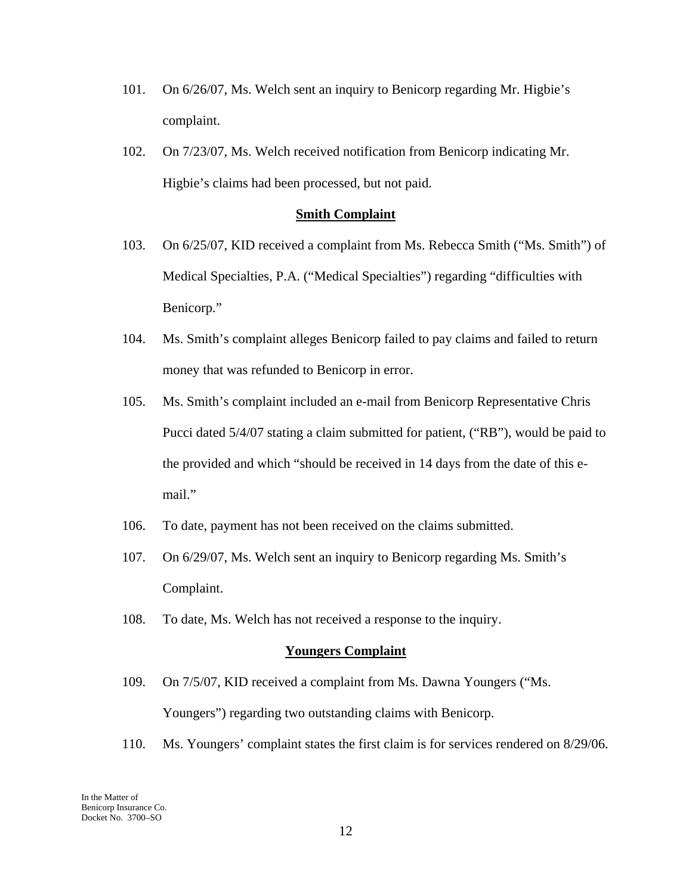101. On 6/26/07, Ms. Welch sent an inquiry to Benicorp regarding Mr. Higbie's complaint.

102. On 7/23/07, Ms. Welch received notification from Benicorp indicating Mr. Higbie's claims had been processed, but not paid.

**Smith Complaint**

103. On 6/25/07, KID received a complaint from Ms. Rebecca Smith ("Ms. Smith") of Medical Specialties, P.A. ("Medical Specialties") regarding "difficulties with Benicorp."

104. Ms. Smith's complaint alleges Benicorp failed to pay claims and failed to return money that was refunded to Benicorp in error.

105. Ms. Smith's complaint included an e-mail from Benicorp Representative Chris Pucci dated 5/4/07 stating a claim submitted for patient, ("RB"), would be paid to the provided and which "should be received in 14 days from the date of this e-mail."

106. To date, payment has not been received on the claims submitted.

107. On 6/29/07, Ms. Welch sent an inquiry to Benicorp regarding Ms. Smith's Complaint.

108. To date, Ms. Welch has not received a response to the inquiry.

**Youngers Complaint**

109. On 7/5/07, KID received a complaint from Ms. Dawna Youngers ("Ms. Youngers") regarding two outstanding claims with Benicorp.

110. Ms. Youngers' complaint states the first claim is for services rendered on 8/29/06.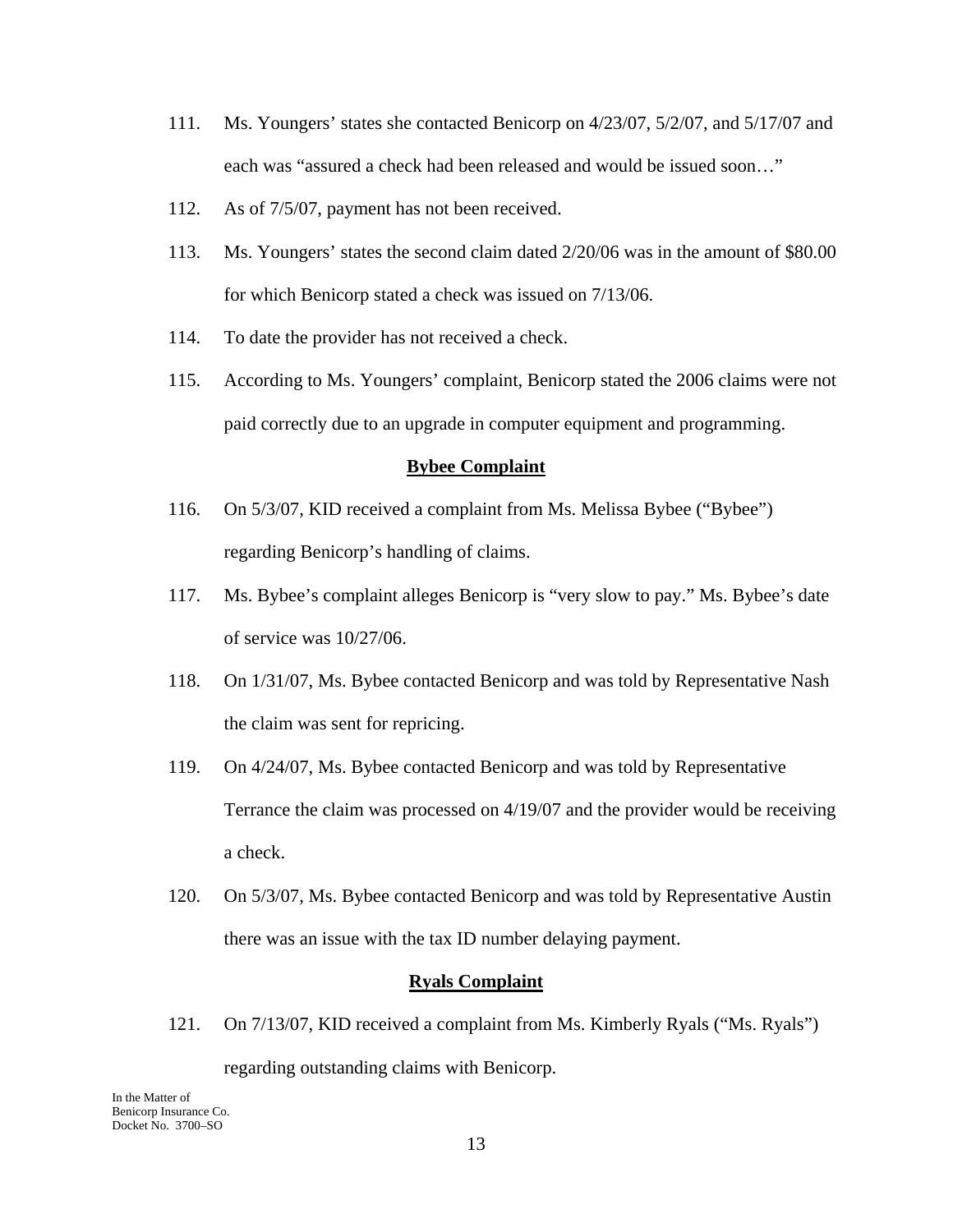111. Ms. Youngers' states she contacted Benicorp on 4/23/07, 5/2/07, and 5/17/07 and each was "assured a check had been released and would be issued soon…"

112. As of 7/5/07, payment has not been received.

113. Ms. Youngers' states the second claim dated 2/20/06 was in the amount of $80.00 for which Benicorp stated a check was issued on 7/13/06.

114. To date the provider has not received a check.

115. According to Ms. Youngers' complaint, Benicorp stated the 2006 claims were not paid correctly due to an upgrade in computer equipment and programming.

**Bybee Complaint**

116. On 5/3/07, KID received a complaint from Ms. Melissa Bybee ("Bybee") regarding Benicorp's handling of claims.

117. Ms. Bybee's complaint alleges Benicorp is "very slow to pay." Ms. Bybee's date of service was 10/27/06.

118. On 1/31/07, Ms. Bybee contacted Benicorp and was told by Representative Nash the claim was sent for repricing.

119. On 4/24/07, Ms. Bybee contacted Benicorp and was told by Representative Terrance the claim was processed on 4/19/07 and the provider would be receiving a check.

120. On 5/3/07, Ms. Bybee contacted Benicorp and was told by Representative Austin there was an issue with the tax ID number delaying payment.

**Ryals Complaint**

121. On 7/13/07, KID received a complaint from Ms. Kimberly Ryals ("Ms. Ryals") regarding outstanding claims with Benicorp.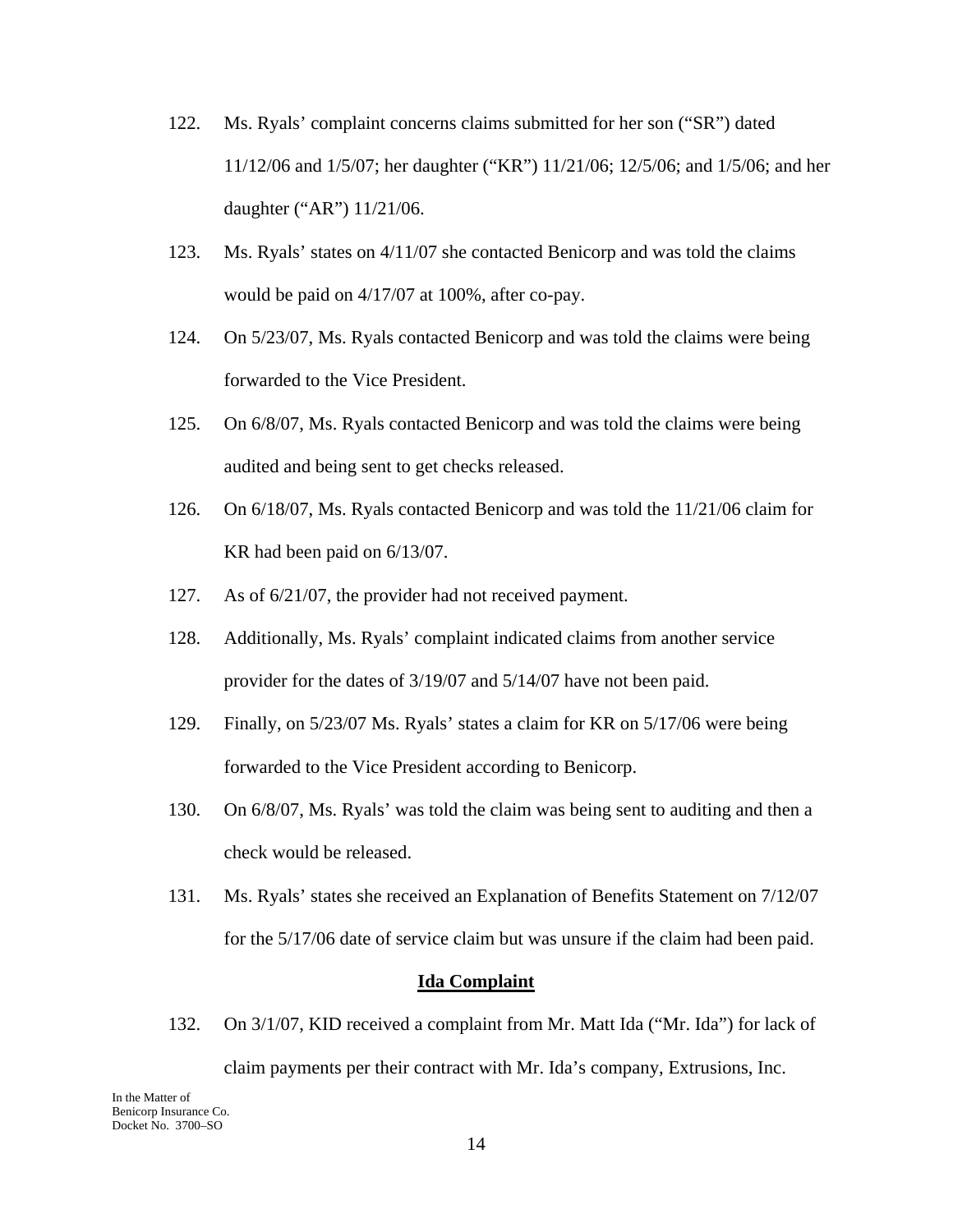122. Ms. Ryals' complaint concerns claims submitted for her son ("SR") dated 11/12/06 and 1/5/07; her daughter ("KR") 11/21/06; 12/5/06; and 1/5/06; and her daughter ("AR") 11/21/06.

123. Ms. Ryals' states on 4/11/07 she contacted Benicorp and was told the claims would be paid on 4/17/07 at 100%, after co-pay.

124. On 5/23/07, Ms. Ryals contacted Benicorp and was told the claims were being forwarded to the Vice President.

125. On 6/8/07, Ms. Ryals contacted Benicorp and was told the claims were being audited and being sent to get checks released.

126. On 6/18/07, Ms. Ryals contacted Benicorp and was told the 11/21/06 claim for KR had been paid on 6/13/07.

127. As of 6/21/07, the provider had not received payment.

128. Additionally, Ms. Ryals' complaint indicated claims from another service provider for the dates of 3/19/07 and 5/14/07 have not been paid.

129. Finally, on 5/23/07 Ms. Ryals' states a claim for KR on 5/17/06 were being forwarded to the Vice President according to Benicorp.

130. On 6/8/07, Ms. Ryals' was told the claim was being sent to auditing and then a check would be released.

131. Ms. Ryals' states she received an Explanation of Benefits Statement on 7/12/07 for the 5/17/06 date of service claim but was unsure if the claim had been paid.

**Ida Complaint**

132. On 3/1/07, KID received a complaint from Mr. Matt Ida ("Mr. Ida") for lack of claim payments per their contract with Mr. Ida's company, Extrusions, Inc.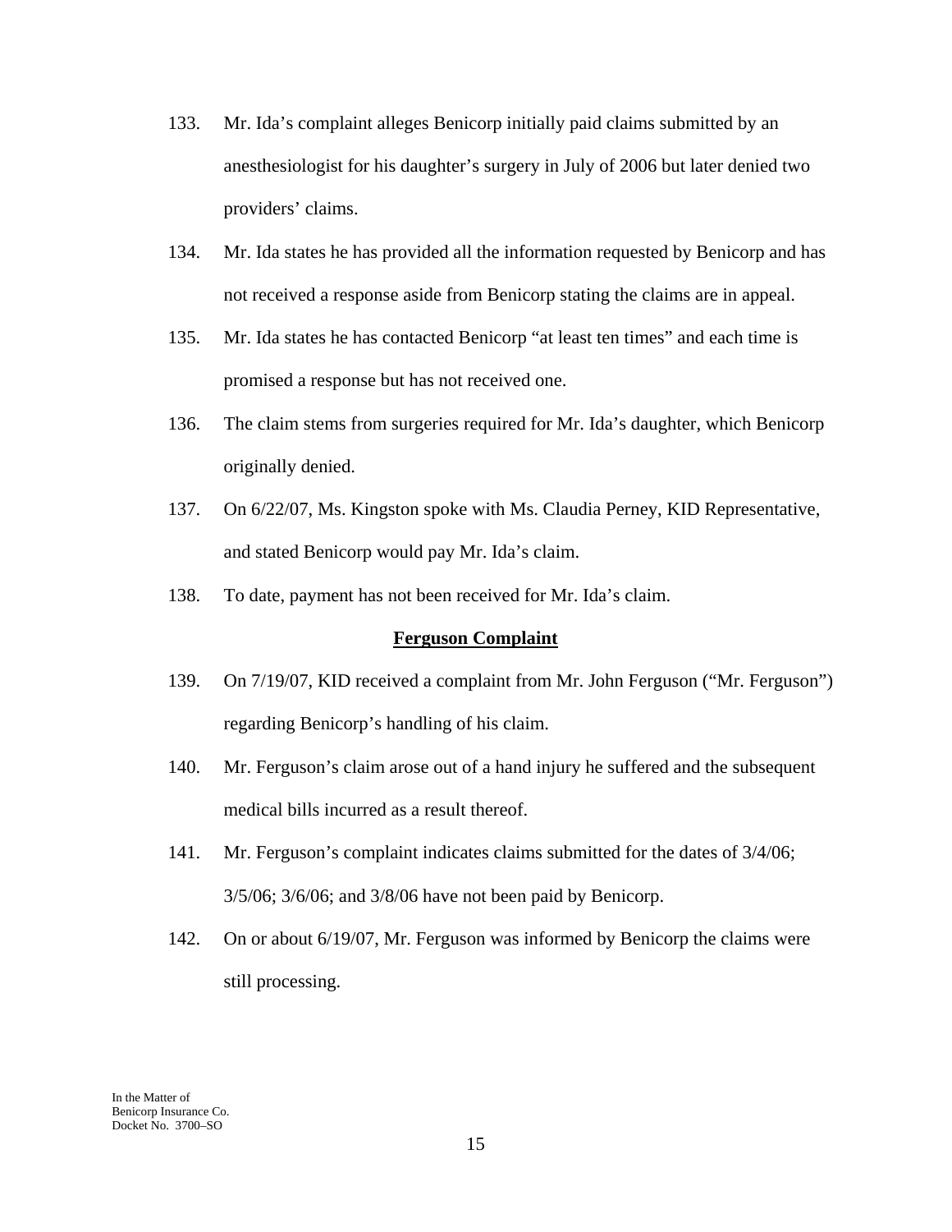133. Mr. Ida's complaint alleges Benicorp initially paid claims submitted by an anesthesiologist for his daughter's surgery in July of 2006 but later denied two providers' claims.

134. Mr. Ida states he has provided all the information requested by Benicorp and has not received a response aside from Benicorp stating the claims are in appeal.

135. Mr. Ida states he has contacted Benicorp "at least ten times" and each time is promised a response but has not received one.

136. The claim stems from surgeries required for Mr. Ida's daughter, which Benicorp originally denied.

137. On 6/22/07, Ms. Kingston spoke with Ms. Claudia Perney, KID Representative, and stated Benicorp would pay Mr. Ida's claim.

138. To date, payment has not been received for Mr. Ida's claim.

**Ferguson Complaint**

139. On 7/19/07, KID received a complaint from Mr. John Ferguson ("Mr. Ferguson") regarding Benicorp's handling of his claim.

140. Mr. Ferguson's claim arose out of a hand injury he suffered and the subsequent medical bills incurred as a result thereof.

141. Mr. Ferguson's complaint indicates claims submitted for the dates of 3/4/06; 3/5/06; 3/6/06; and 3/8/06 have not been paid by Benicorp.

142. On or about 6/19/07, Mr. Ferguson was informed by Benicorp the claims were still processing.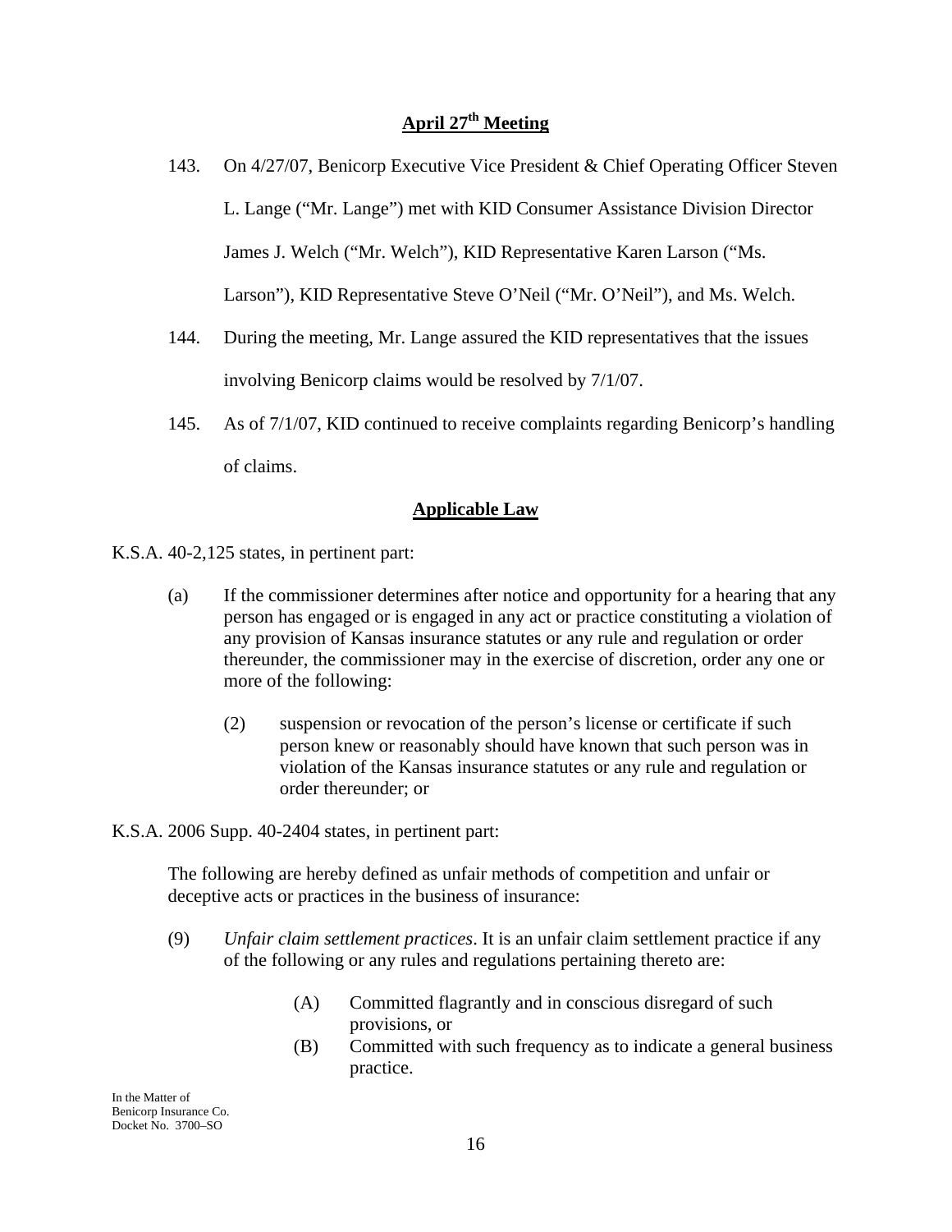## April 27th Meeting

143. On 4/27/07, Benicorp Executive Vice President & Chief Operating Officer Steven L. Lange ("Mr. Lange") met with KID Consumer Assistance Division Director James J. Welch ("Mr. Welch"), KID Representative Karen Larson ("Ms. Larson"), KID Representative Steve O'Neil ("Mr. O'Neil"), and Ms. Welch.

144. During the meeting, Mr. Lange assured the KID representatives that the issues involving Benicorp claims would be resolved by 7/1/07.

145. As of 7/1/07, KID continued to receive complaints regarding Benicorp's handling of claims.

## Applicable Law

K.S.A. 40-2,125 states, in pertinent part:

> (a) If the commissioner determines after notice and opportunity for a hearing that any person has engaged or is engaged in any act or practice constituting a violation of any provision of Kansas insurance statutes or any rule and regulation or order thereunder, the commissioner may in the exercise of discretion, order any one or more of the following:
>
> (2) suspension or revocation of the person's license or certificate if such person knew or reasonably should have known that such person was in violation of the Kansas insurance statutes or any rule and regulation or order thereunder; or

K.S.A. 2006 Supp. 40-2404 states, in pertinent part:

> The following are hereby defined as unfair methods of competition and unfair or deceptive acts or practices in the business of insurance:
>
> (9) *Unfair claim settlement practices*. It is an unfair claim settlement practice if any of the following or any rules and regulations pertaining thereto are:
>
> (A) Committed flagrantly and in conscious disregard of such provisions, or
>
> (B) Committed with such frequency as to indicate a general business practice.

In the Matter of
Benicorp Insurance Co.
Docket No. 3700–SO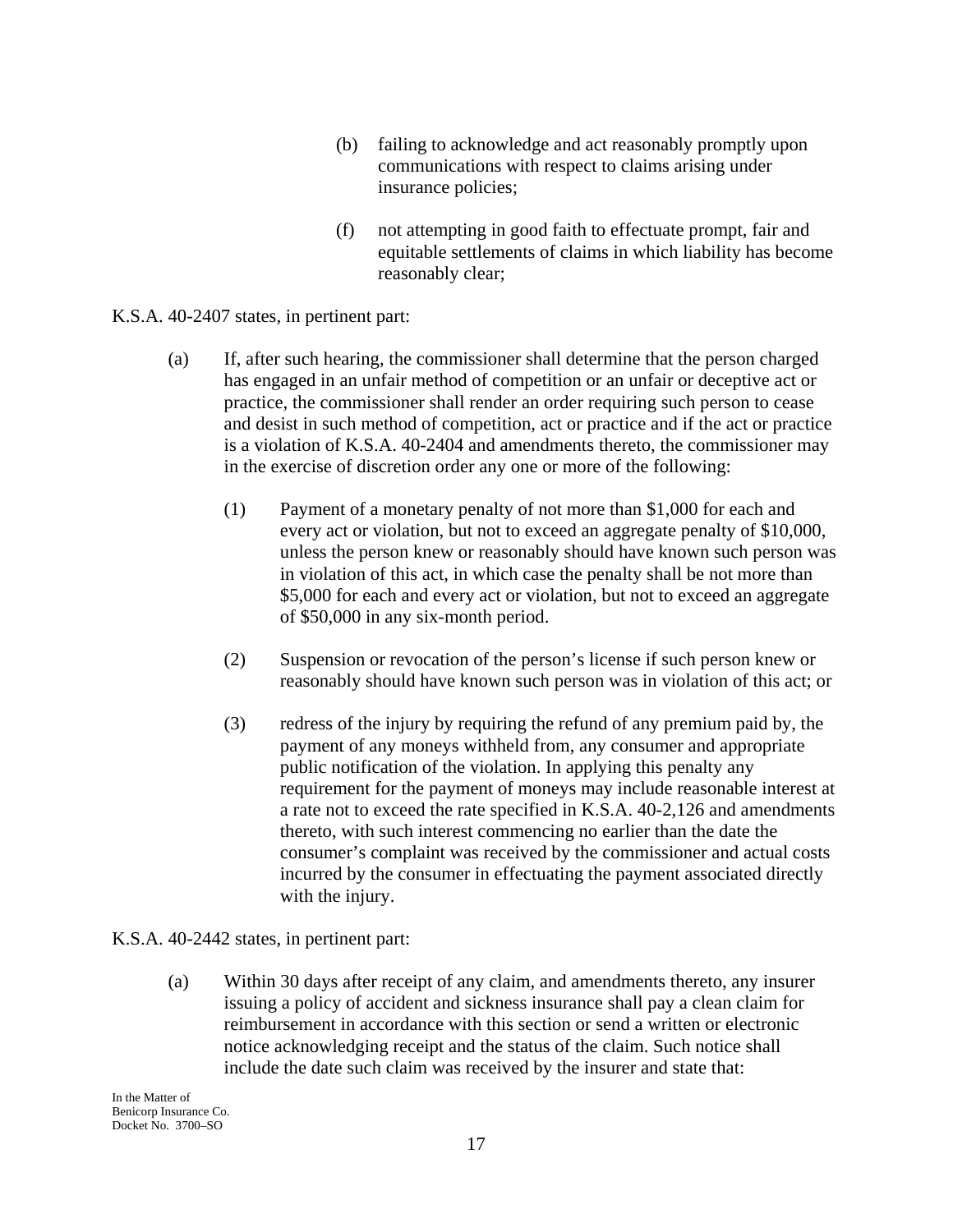(b) failing to acknowledge and act reasonably promptly upon communications with respect to claims arising under insurance policies;

(f) not attempting in good faith to effectuate prompt, fair and equitable settlements of claims in which liability has become reasonably clear;

K.S.A. 40-2407 states, in pertinent part:

(a) If, after such hearing, the commissioner shall determine that the person charged has engaged in an unfair method of competition or an unfair or deceptive act or practice, the commissioner shall render an order requiring such person to cease and desist in such method of competition, act or practice and if the act or practice is a violation of K.S.A. 40-2404 and amendments thereto, the commissioner may in the exercise of discretion order any one or more of the following:

(1) Payment of a monetary penalty of not more than $1,000 for each and every act or violation, but not to exceed an aggregate penalty of $10,000, unless the person knew or reasonably should have known such person was in violation of this act, in which case the penalty shall be not more than $5,000 for each and every act or violation, but not to exceed an aggregate of $50,000 in any six-month period.

(2) Suspension or revocation of the person's license if such person knew or reasonably should have known such person was in violation of this act; or

(3) redress of the injury by requiring the refund of any premium paid by, the payment of any moneys withheld from, any consumer and appropriate public notification of the violation. In applying this penalty any requirement for the payment of moneys may include reasonable interest at a rate not to exceed the rate specified in K.S.A. 40-2,126 and amendments thereto, with such interest commencing no earlier than the date the consumer's complaint was received by the commissioner and actual costs incurred by the consumer in effectuating the payment associated directly with the injury.

K.S.A. 40-2442 states, in pertinent part:

(a) Within 30 days after receipt of any claim, and amendments thereto, any insurer issuing a policy of accident and sickness insurance shall pay a clean claim for reimbursement in accordance with this section or send a written or electronic notice acknowledging receipt and the status of the claim. Such notice shall include the date such claim was received by the insurer and state that: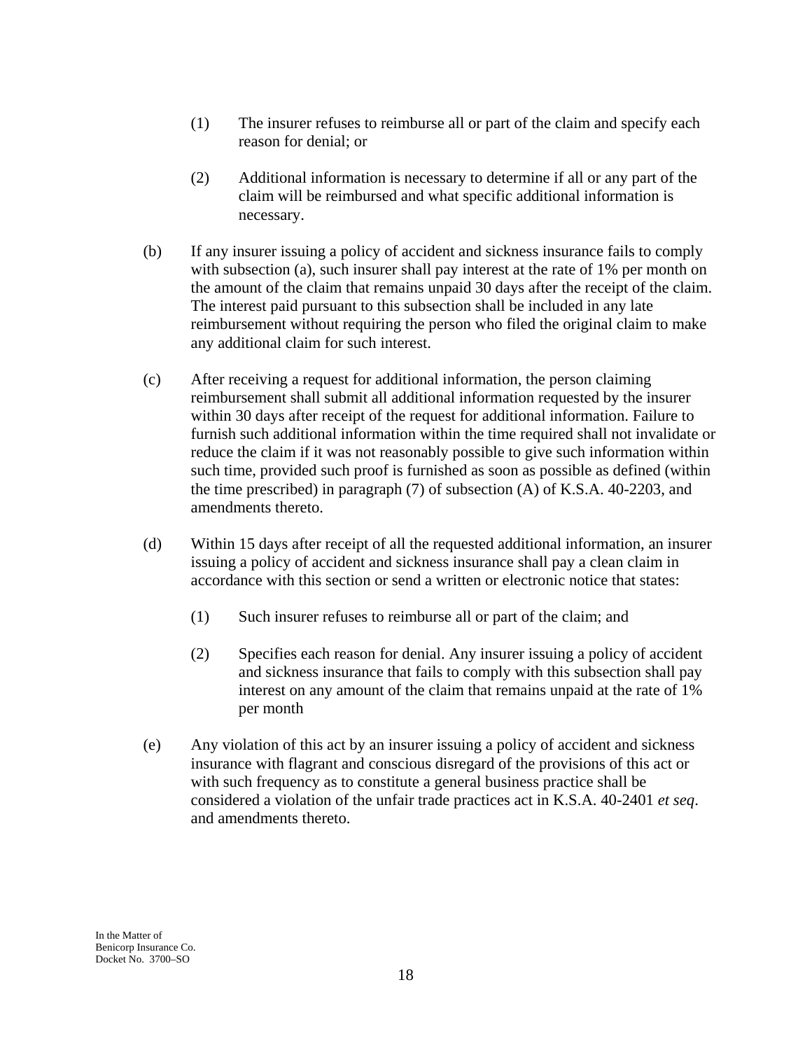(1) The insurer refuses to reimburse all or part of the claim and specify each reason for denial; or

(2) Additional information is necessary to determine if all or any part of the claim will be reimbursed and what specific additional information is necessary.

(b) If any insurer issuing a policy of accident and sickness insurance fails to comply with subsection (a), such insurer shall pay interest at the rate of 1% per month on the amount of the claim that remains unpaid 30 days after the receipt of the claim. The interest paid pursuant to this subsection shall be included in any late reimbursement without requiring the person who filed the original claim to make any additional claim for such interest.

(c) After receiving a request for additional information, the person claiming reimbursement shall submit all additional information requested by the insurer within 30 days after receipt of the request for additional information. Failure to furnish such additional information within the time required shall not invalidate or reduce the claim if it was not reasonably possible to give such information within such time, provided such proof is furnished as soon as possible as defined (within the time prescribed) in paragraph (7) of subsection (A) of K.S.A. 40-2203, and amendments thereto.

(d) Within 15 days after receipt of all the requested additional information, an insurer issuing a policy of accident and sickness insurance shall pay a clean claim in accordance with this section or send a written or electronic notice that states:

(1) Such insurer refuses to reimburse all or part of the claim; and

(2) Specifies each reason for denial. Any insurer issuing a policy of accident and sickness insurance that fails to comply with this subsection shall pay interest on any amount of the claim that remains unpaid at the rate of 1% per month

(e) Any violation of this act by an insurer issuing a policy of accident and sickness insurance with flagrant and conscious disregard of the provisions of this act or with such frequency as to constitute a general business practice shall be considered a violation of the unfair trade practices act in K.S.A. 40-2401 *et seq*. and amendments thereto.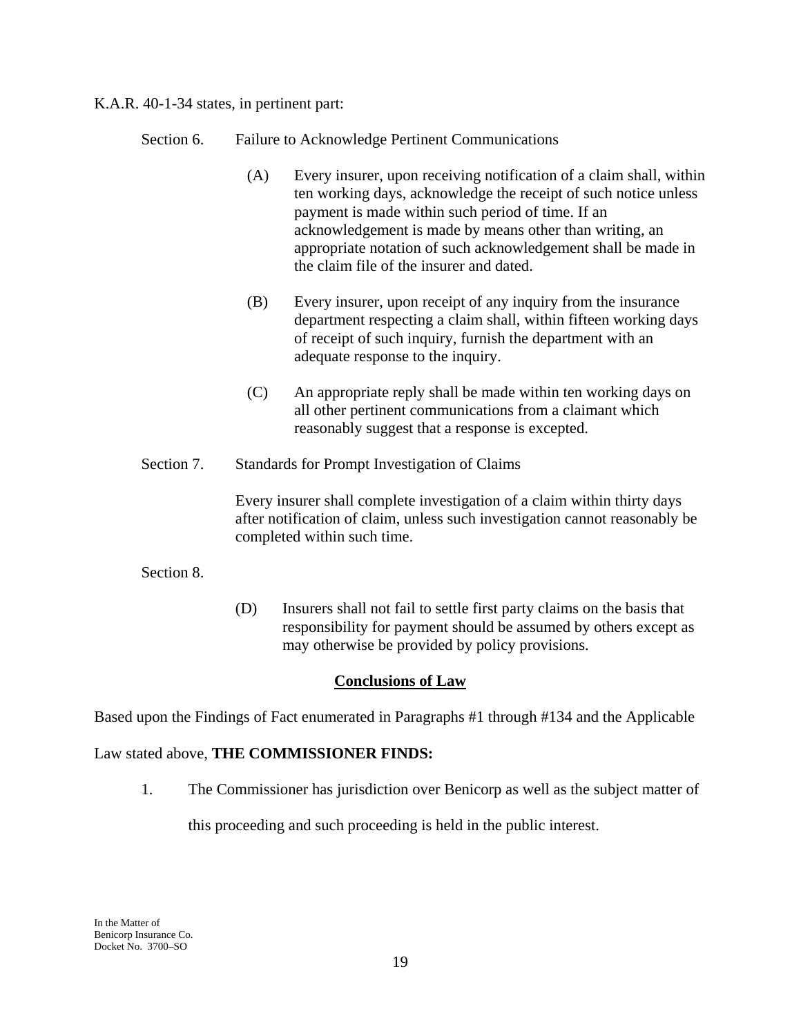K.A.R. 40-1-34 states, in pertinent part:

Section 6. Failure to Acknowledge Pertinent Communications

(A) Every insurer, upon receiving notification of a claim shall, within ten working days, acknowledge the receipt of such notice unless payment is made within such period of time. If an acknowledgement is made by means other than writing, an appropriate notation of such acknowledgement shall be made in the claim file of the insurer and dated.

(B) Every insurer, upon receipt of any inquiry from the insurance department respecting a claim shall, within fifteen working days of receipt of such inquiry, furnish the department with an adequate response to the inquiry.

(C) An appropriate reply shall be made within ten working days on all other pertinent communications from a claimant which reasonably suggest that a response is excepted.

Section 7. Standards for Prompt Investigation of Claims

Every insurer shall complete investigation of a claim within thirty days after notification of claim, unless such investigation cannot reasonably be completed within such time.

Section 8.

(D) Insurers shall not fail to settle first party claims on the basis that responsibility for payment should be assumed by others except as may otherwise be provided by policy provisions.

## Conclusions of Law

Based upon the Findings of Fact enumerated in Paragraphs #1 through #134 and the Applicable Law stated above, **THE COMMISSIONER FINDS:**

1. The Commissioner has jurisdiction over Benicorp as well as the subject matter of this proceeding and such proceeding is held in the public interest.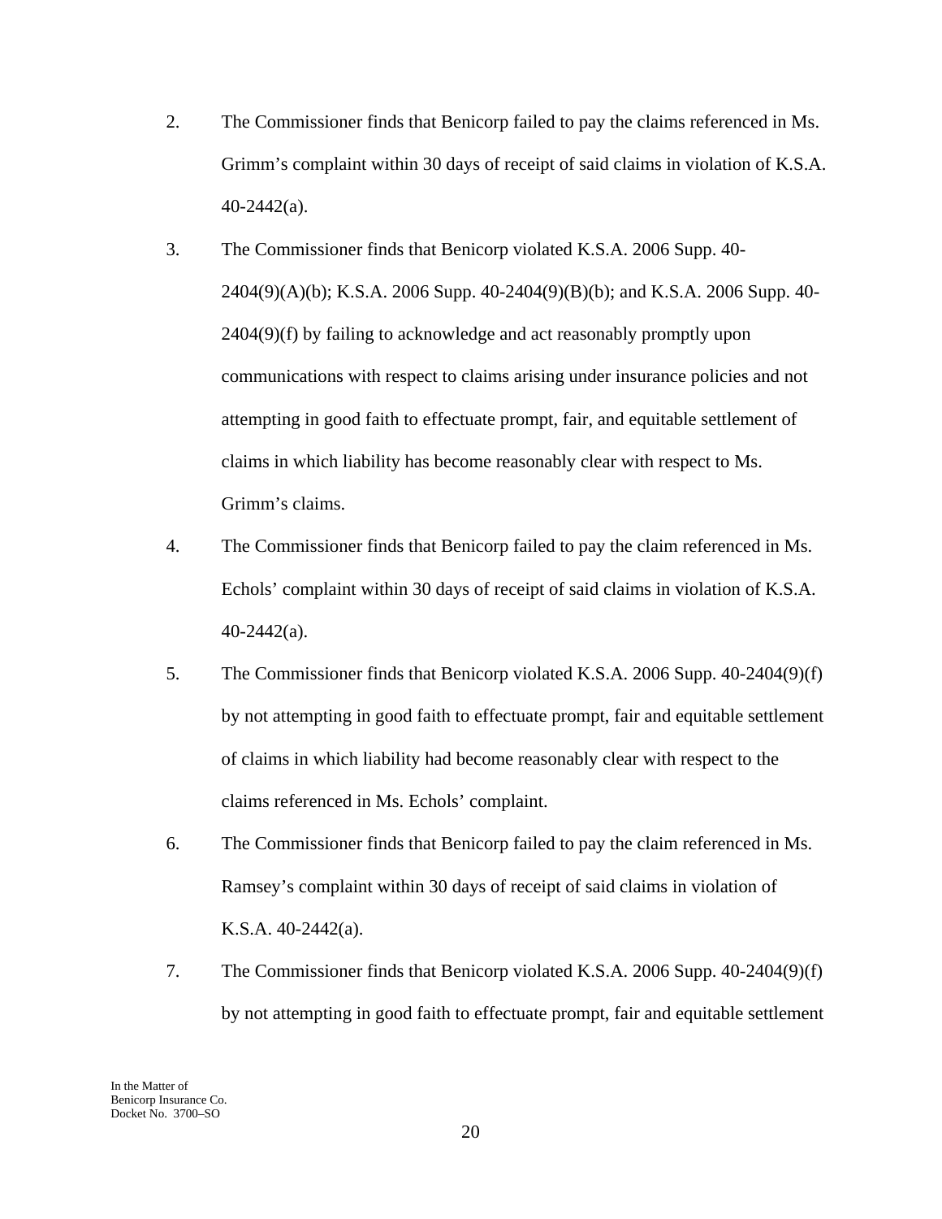2. The Commissioner finds that Benicorp failed to pay the claims referenced in Ms. Grimm's complaint within 30 days of receipt of said claims in violation of K.S.A. 40-2442(a).

3. The Commissioner finds that Benicorp violated K.S.A. 2006 Supp. 40-2404(9)(A)(b); K.S.A. 2006 Supp. 40-2404(9)(B)(b); and K.S.A. 2006 Supp. 40-2404(9)(f) by failing to acknowledge and act reasonably promptly upon communications with respect to claims arising under insurance policies and not attempting in good faith to effectuate prompt, fair, and equitable settlement of claims in which liability has become reasonably clear with respect to Ms. Grimm's claims.

4. The Commissioner finds that Benicorp failed to pay the claim referenced in Ms. Echols' complaint within 30 days of receipt of said claims in violation of K.S.A. 40-2442(a).

5. The Commissioner finds that Benicorp violated K.S.A. 2006 Supp. 40-2404(9)(f) by not attempting in good faith to effectuate prompt, fair and equitable settlement of claims in which liability had become reasonably clear with respect to the claims referenced in Ms. Echols' complaint.

6. The Commissioner finds that Benicorp failed to pay the claim referenced in Ms. Ramsey's complaint within 30 days of receipt of said claims in violation of K.S.A. 40-2442(a).

7. The Commissioner finds that Benicorp violated K.S.A. 2006 Supp. 40-2404(9)(f) by not attempting in good faith to effectuate prompt, fair and equitable settlement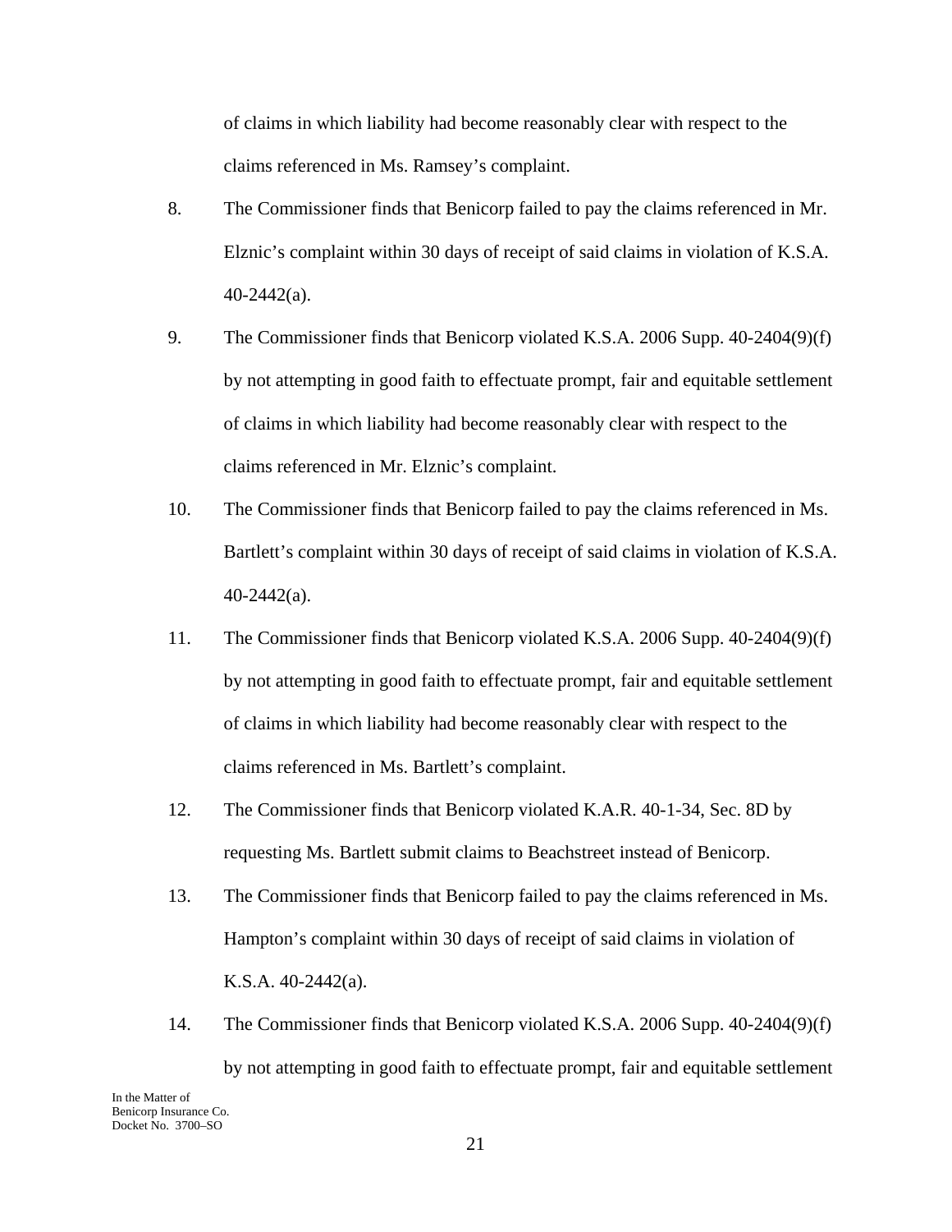of claims in which liability had become reasonably clear with respect to the claims referenced in Ms. Ramsey's complaint.

8. The Commissioner finds that Benicorp failed to pay the claims referenced in Mr. Elznic's complaint within 30 days of receipt of said claims in violation of K.S.A. 40-2442(a).

9. The Commissioner finds that Benicorp violated K.S.A. 2006 Supp. 40-2404(9)(f) by not attempting in good faith to effectuate prompt, fair and equitable settlement of claims in which liability had become reasonably clear with respect to the claims referenced in Mr. Elznic's complaint.

10. The Commissioner finds that Benicorp failed to pay the claims referenced in Ms. Bartlett's complaint within 30 days of receipt of said claims in violation of K.S.A. 40-2442(a).

11. The Commissioner finds that Benicorp violated K.S.A. 2006 Supp. 40-2404(9)(f) by not attempting in good faith to effectuate prompt, fair and equitable settlement of claims in which liability had become reasonably clear with respect to the claims referenced in Ms. Bartlett's complaint.

12. The Commissioner finds that Benicorp violated K.A.R. 40-1-34, Sec. 8D by requesting Ms. Bartlett submit claims to Beachstreet instead of Benicorp.

13. The Commissioner finds that Benicorp failed to pay the claims referenced in Ms. Hampton's complaint within 30 days of receipt of said claims in violation of K.S.A. 40-2442(a).

14. The Commissioner finds that Benicorp violated K.S.A. 2006 Supp. 40-2404(9)(f) by not attempting in good faith to effectuate prompt, fair and equitable settlement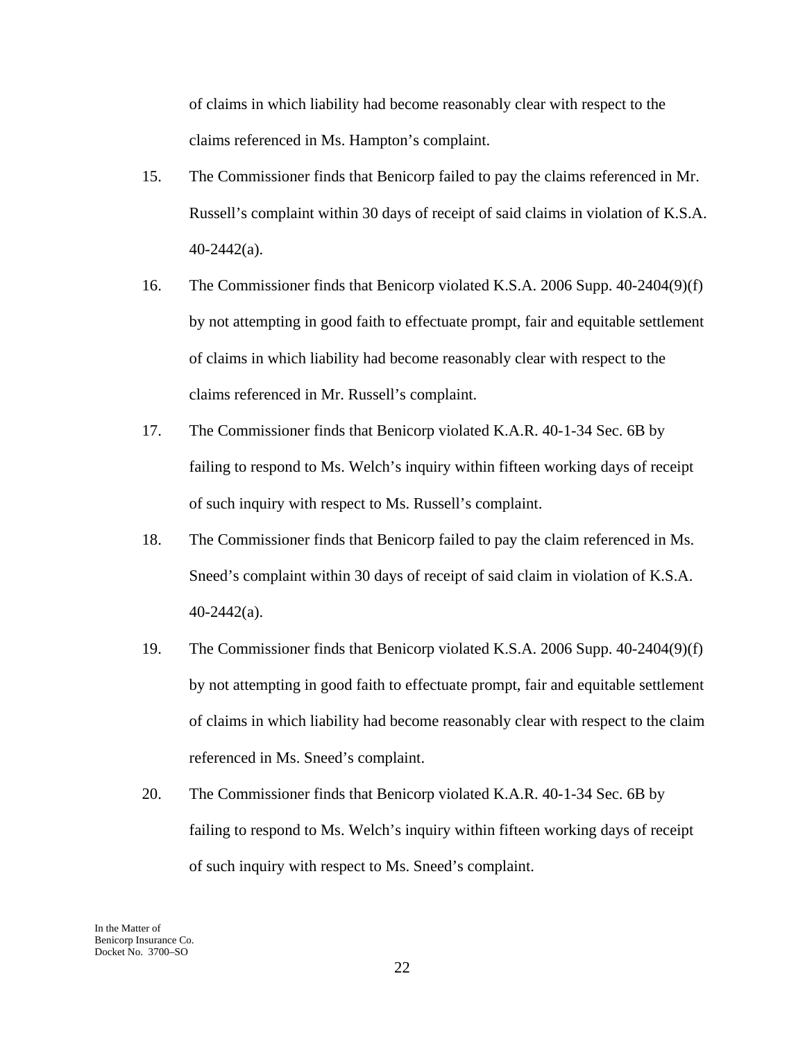of claims in which liability had become reasonably clear with respect to the claims referenced in Ms. Hampton's complaint.

15. The Commissioner finds that Benicorp failed to pay the claims referenced in Mr. Russell's complaint within 30 days of receipt of said claims in violation of K.S.A. 40-2442(a).

16. The Commissioner finds that Benicorp violated K.S.A. 2006 Supp. 40-2404(9)(f) by not attempting in good faith to effectuate prompt, fair and equitable settlement of claims in which liability had become reasonably clear with respect to the claims referenced in Mr. Russell's complaint.

17. The Commissioner finds that Benicorp violated K.A.R. 40-1-34 Sec. 6B by failing to respond to Ms. Welch's inquiry within fifteen working days of receipt of such inquiry with respect to Ms. Russell's complaint.

18. The Commissioner finds that Benicorp failed to pay the claim referenced in Ms. Sneed's complaint within 30 days of receipt of said claim in violation of K.S.A. 40-2442(a).

19. The Commissioner finds that Benicorp violated K.S.A. 2006 Supp. 40-2404(9)(f) by not attempting in good faith to effectuate prompt, fair and equitable settlement of claims in which liability had become reasonably clear with respect to the claim referenced in Ms. Sneed's complaint.

20. The Commissioner finds that Benicorp violated K.A.R. 40-1-34 Sec. 6B by failing to respond to Ms. Welch's inquiry within fifteen working days of receipt of such inquiry with respect to Ms. Sneed's complaint.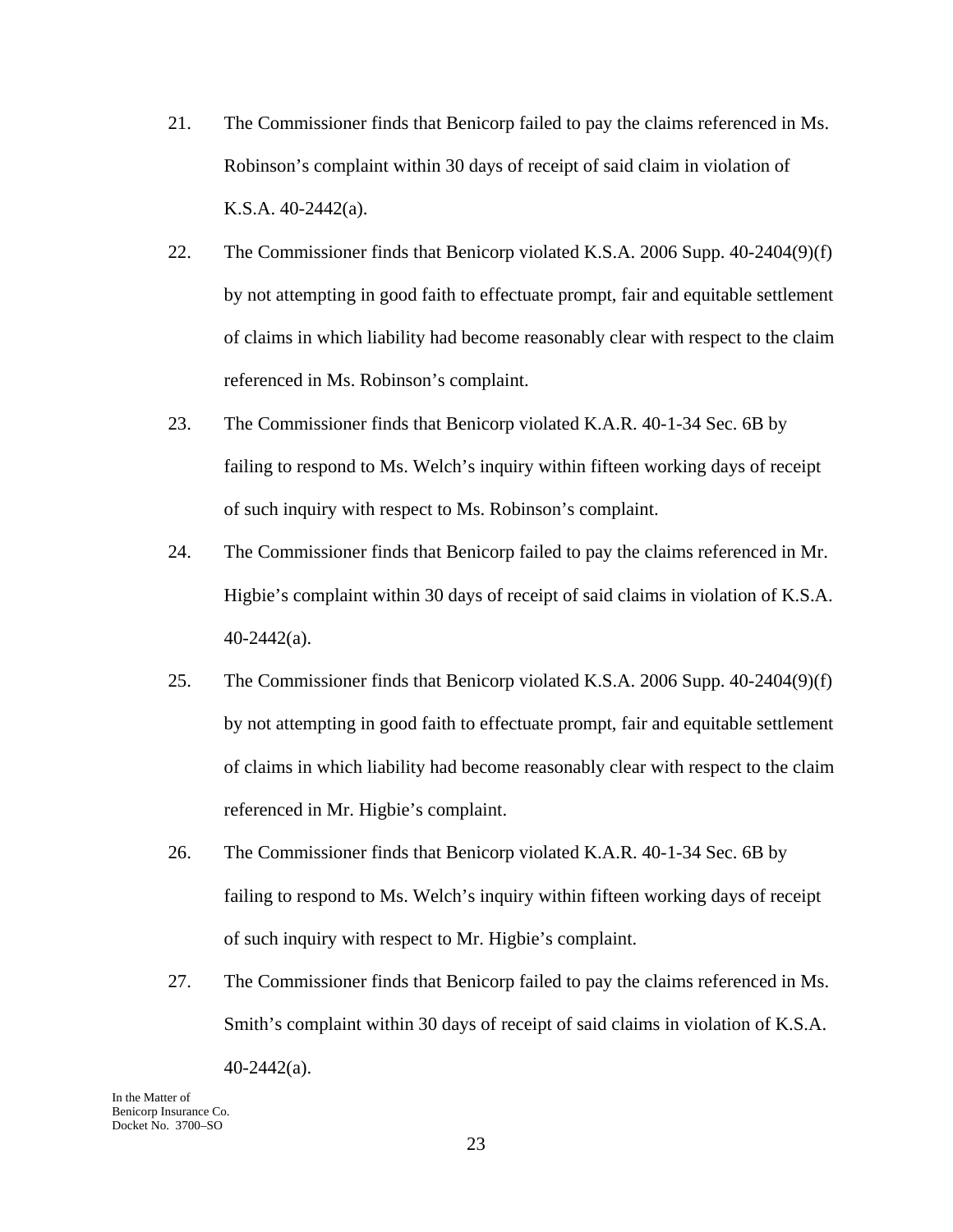21. The Commissioner finds that Benicorp failed to pay the claims referenced in Ms. Robinson's complaint within 30 days of receipt of said claim in violation of K.S.A. 40-2442(a).

22. The Commissioner finds that Benicorp violated K.S.A. 2006 Supp. 40-2404(9)(f) by not attempting in good faith to effectuate prompt, fair and equitable settlement of claims in which liability had become reasonably clear with respect to the claim referenced in Ms. Robinson's complaint.

23. The Commissioner finds that Benicorp violated K.A.R. 40-1-34 Sec. 6B by failing to respond to Ms. Welch's inquiry within fifteen working days of receipt of such inquiry with respect to Ms. Robinson's complaint.

24. The Commissioner finds that Benicorp failed to pay the claims referenced in Mr. Higbie's complaint within 30 days of receipt of said claims in violation of K.S.A. 40-2442(a).

25. The Commissioner finds that Benicorp violated K.S.A. 2006 Supp. 40-2404(9)(f) by not attempting in good faith to effectuate prompt, fair and equitable settlement of claims in which liability had become reasonably clear with respect to the claim referenced in Mr. Higbie's complaint.

26. The Commissioner finds that Benicorp violated K.A.R. 40-1-34 Sec. 6B by failing to respond to Ms. Welch's inquiry within fifteen working days of receipt of such inquiry with respect to Mr. Higbie's complaint.

27. The Commissioner finds that Benicorp failed to pay the claims referenced in Ms. Smith's complaint within 30 days of receipt of said claims in violation of K.S.A. 40-2442(a).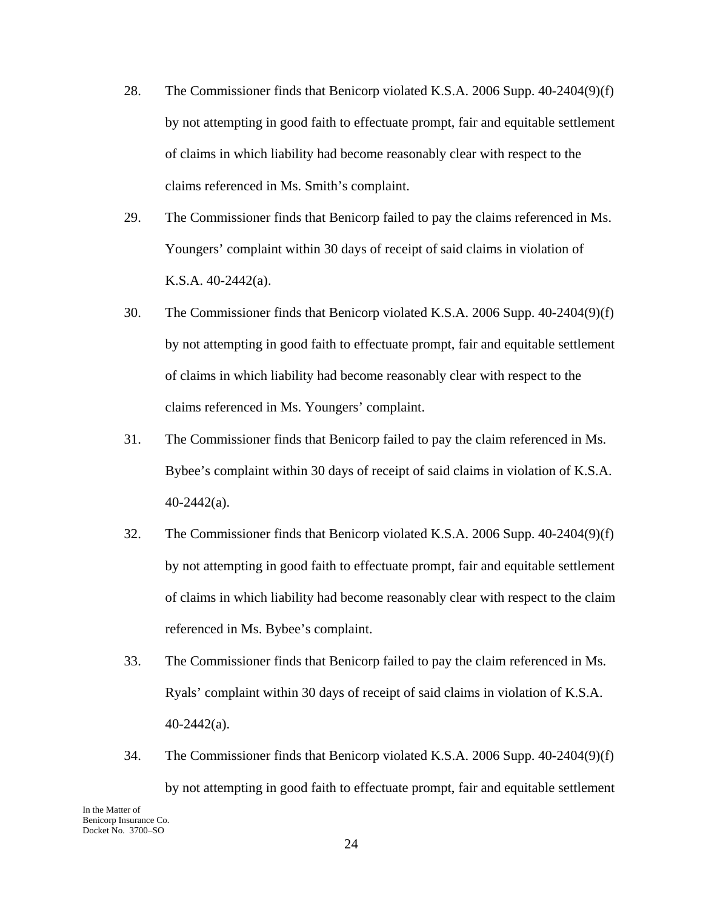28. The Commissioner finds that Benicorp violated K.S.A. 2006 Supp. 40-2404(9)(f) by not attempting in good faith to effectuate prompt, fair and equitable settlement of claims in which liability had become reasonably clear with respect to the claims referenced in Ms. Smith's complaint.

29. The Commissioner finds that Benicorp failed to pay the claims referenced in Ms. Youngers' complaint within 30 days of receipt of said claims in violation of K.S.A. 40-2442(a).

30. The Commissioner finds that Benicorp violated K.S.A. 2006 Supp. 40-2404(9)(f) by not attempting in good faith to effectuate prompt, fair and equitable settlement of claims in which liability had become reasonably clear with respect to the claims referenced in Ms. Youngers' complaint.

31. The Commissioner finds that Benicorp failed to pay the claim referenced in Ms. Bybee's complaint within 30 days of receipt of said claims in violation of K.S.A. 40-2442(a).

32. The Commissioner finds that Benicorp violated K.S.A. 2006 Supp. 40-2404(9)(f) by not attempting in good faith to effectuate prompt, fair and equitable settlement of claims in which liability had become reasonably clear with respect to the claim referenced in Ms. Bybee's complaint.

33. The Commissioner finds that Benicorp failed to pay the claim referenced in Ms. Ryals' complaint within 30 days of receipt of said claims in violation of K.S.A. 40-2442(a).

34. The Commissioner finds that Benicorp violated K.S.A. 2006 Supp. 40-2404(9)(f) by not attempting in good faith to effectuate prompt, fair and equitable settlement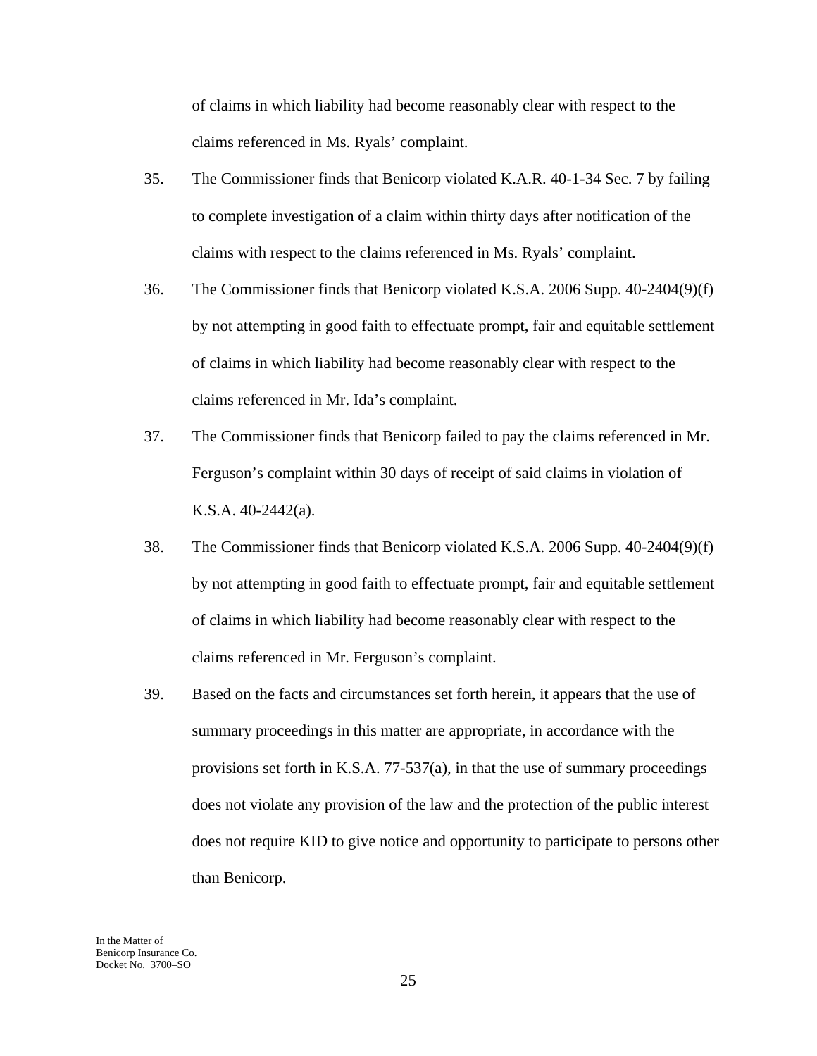of claims in which liability had become reasonably clear with respect to the claims referenced in Ms. Ryals' complaint.

35. The Commissioner finds that Benicorp violated K.A.R. 40-1-34 Sec. 7 by failing to complete investigation of a claim within thirty days after notification of the claims with respect to the claims referenced in Ms. Ryals' complaint.

36. The Commissioner finds that Benicorp violated K.S.A. 2006 Supp. 40-2404(9)(f) by not attempting in good faith to effectuate prompt, fair and equitable settlement of claims in which liability had become reasonably clear with respect to the claims referenced in Mr. Ida's complaint.

37. The Commissioner finds that Benicorp failed to pay the claims referenced in Mr. Ferguson's complaint within 30 days of receipt of said claims in violation of K.S.A. 40-2442(a).

38. The Commissioner finds that Benicorp violated K.S.A. 2006 Supp. 40-2404(9)(f) by not attempting in good faith to effectuate prompt, fair and equitable settlement of claims in which liability had become reasonably clear with respect to the claims referenced in Mr. Ferguson's complaint.

39. Based on the facts and circumstances set forth herein, it appears that the use of summary proceedings in this matter are appropriate, in accordance with the provisions set forth in K.S.A. 77-537(a), in that the use of summary proceedings does not violate any provision of the law and the protection of the public interest does not require KID to give notice and opportunity to participate to persons other than Benicorp.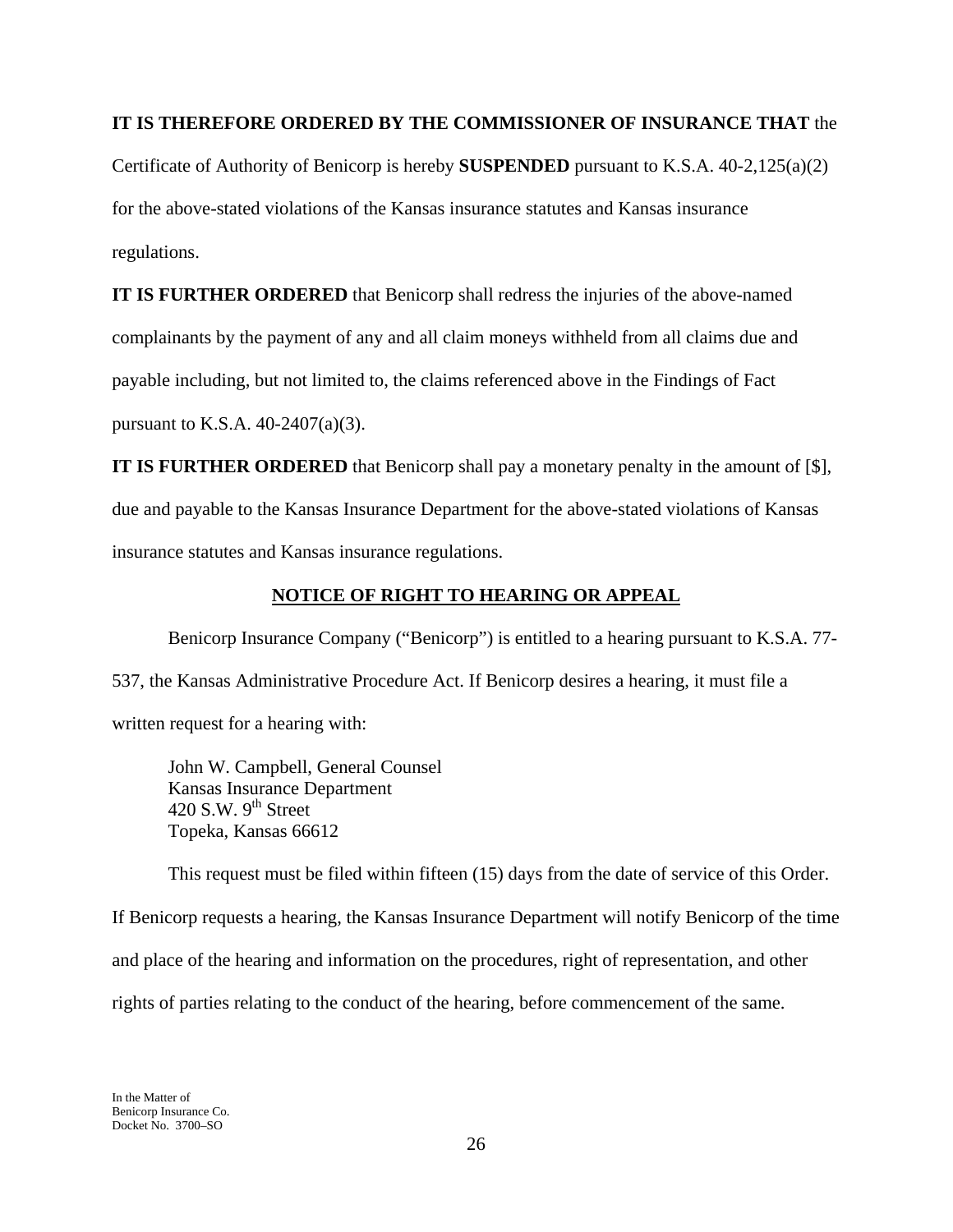**IT IS THEREFORE ORDERED BY THE COMMISSIONER OF INSURANCE THAT** the Certificate of Authority of Benicorp is hereby **SUSPENDED** pursuant to K.S.A. 40-2,125(a)(2) for the above-stated violations of the Kansas insurance statutes and Kansas insurance regulations.

**IT IS FURTHER ORDERED** that Benicorp shall redress the injuries of the above-named complainants by the payment of any and all claim moneys withheld from all claims due and payable including, but not limited to, the claims referenced above in the Findings of Fact pursuant to K.S.A. 40-2407(a)(3).

**IT IS FURTHER ORDERED** that Benicorp shall pay a monetary penalty in the amount of [$], due and payable to the Kansas Insurance Department for the above-stated violations of Kansas insurance statutes and Kansas insurance regulations.

## NOTICE OF RIGHT TO HEARING OR APPEAL

Benicorp Insurance Company ("Benicorp") is entitled to a hearing pursuant to K.S.A. 77-537, the Kansas Administrative Procedure Act. If Benicorp desires a hearing, it must file a written request for a hearing with:

John W. Campbell, General Counsel
Kansas Insurance Department
420 S.W. 9th Street
Topeka, Kansas 66612

This request must be filed within fifteen (15) days from the date of service of this Order. If Benicorp requests a hearing, the Kansas Insurance Department will notify Benicorp of the time and place of the hearing and information on the procedures, right of representation, and other rights of parties relating to the conduct of the hearing, before commencement of the same.

In the Matter of
Benicorp Insurance Co.
Docket No. 3700–SO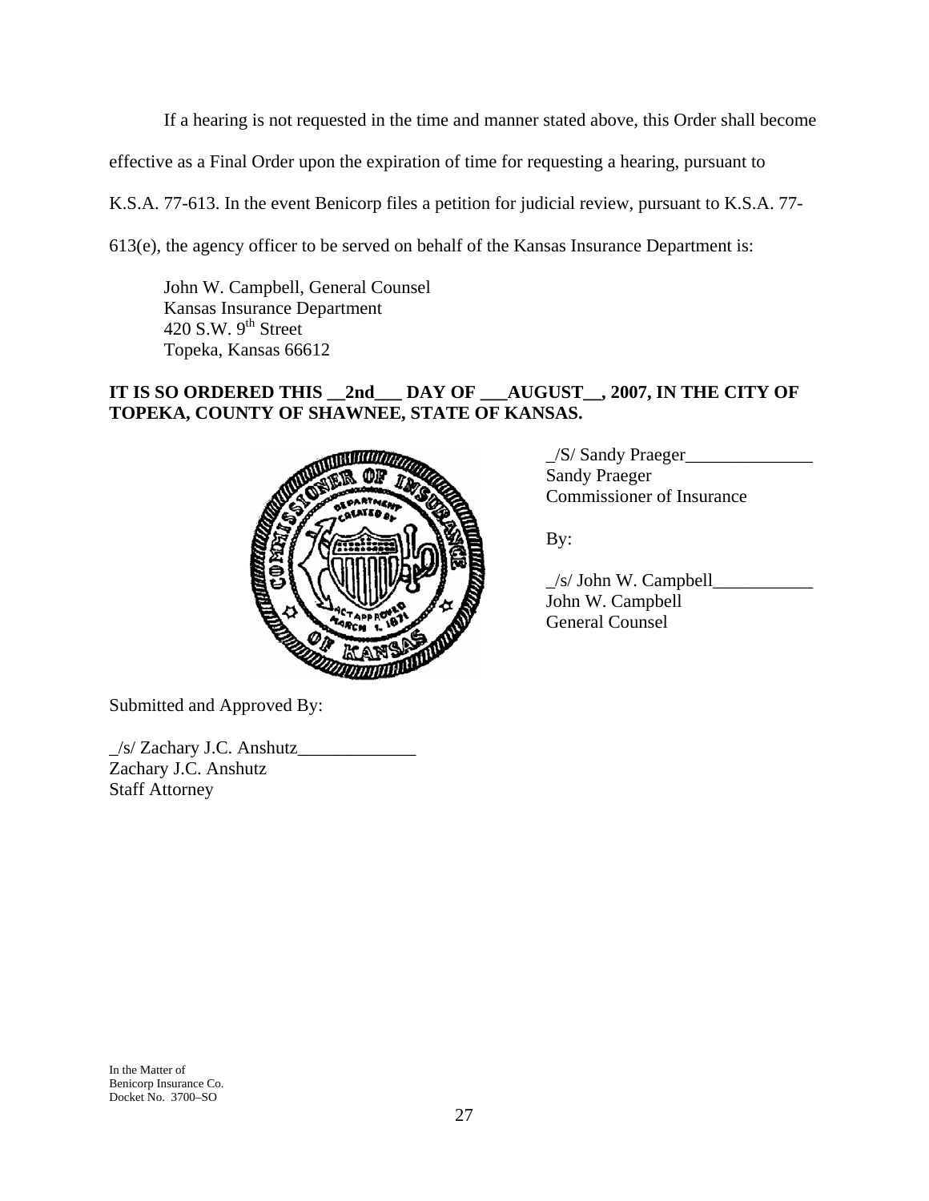If a hearing is not requested in the time and manner stated above, this Order shall become effective as a Final Order upon the expiration of time for requesting a hearing, pursuant to K.S.A. 77-613. In the event Benicorp files a petition for judicial review, pursuant to K.S.A. 77-613(e), the agency officer to be served on behalf of the Kansas Insurance Department is:

John W. Campbell, General Counsel
Kansas Insurance Department
420 S.W. 9th Street
Topeka, Kansas 66612

**IT IS SO ORDERED THIS __2nd___ DAY OF ___AUGUST__, 2007, IN THE CITY OF TOPEKA, COUNTY OF SHAWNEE, STATE OF KANSAS.**

_/S/ Sandy Praeger______________
Sandy Praeger
Commissioner of Insurance

By:

_/s/ John W. Campbell___________
John W. Campbell
General Counsel

Submitted and Approved By:

_/s/ Zachary J.C. Anshutz_____________
Zachary J.C. Anshutz
Staff Attorney

In the Matter of
Benicorp Insurance Co.
Docket No. 3700–SO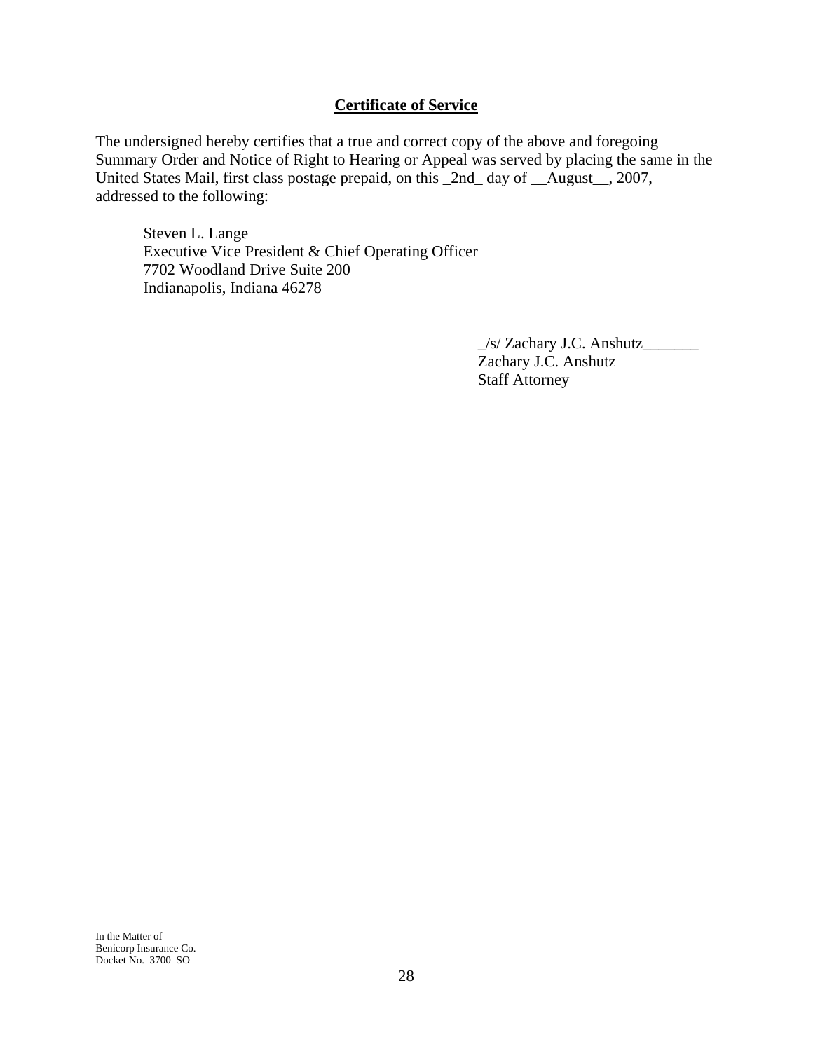**Certificate of Service**

The undersigned hereby certifies that a true and correct copy of the above and foregoing Summary Order and Notice of Right to Hearing or Appeal was served by placing the same in the United States Mail, first class postage prepaid, on this _2nd_ day of __August__, 2007, addressed to the following:

Steven L. Lange
Executive Vice President & Chief Operating Officer
7702 Woodland Drive Suite 200
Indianapolis, Indiana 46278

_/s/ Zachary J.C. Anshutz_______
Zachary J.C. Anshutz
Staff Attorney

In the Matter of
Benicorp Insurance Co.
Docket No. 3700–SO